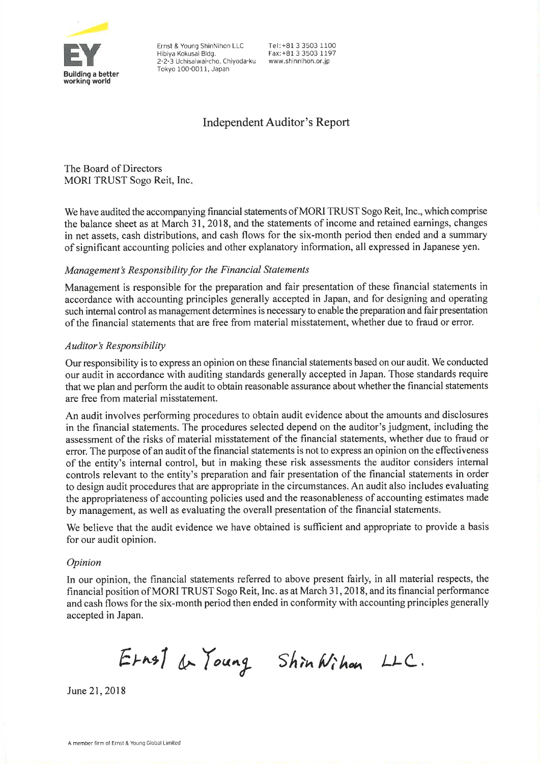Ernst & Young ShinNihon LLC
Hibiya Kokusai Bldg.
2-2-3 Uchisaiwai-cho, Chiyoda-ku
Tokyo 100-0011, Japan

Tel: +81 3 3503 1100
Fax: +81 3 3503 1197
www.shinnihon.or.jp

# Independent Auditor's Report

The Board of Directors
MORI TRUST Sogo Reit, Inc.

We have audited the accompanying financial statements of MORI TRUST Sogo Reit, Inc., which comprise the balance sheet as at March 31, 2018, and the statements of income and retained earnings, changes in net assets, cash distributions, and cash flows for the six-month period then ended and a summary of significant accounting policies and other explanatory information, all expressed in Japanese yen.

### *Management's Responsibility for the Financial Statements*

Management is responsible for the preparation and fair presentation of these financial statements in accordance with accounting principles generally accepted in Japan, and for designing and operating such internal control as management determines is necessary to enable the preparation and fair presentation of the financial statements that are free from material misstatement, whether due to fraud or error.

### *Auditor's Responsibility*

Our responsibility is to express an opinion on these financial statements based on our audit. We conducted our audit in accordance with auditing standards generally accepted in Japan. Those standards require that we plan and perform the audit to obtain reasonable assurance about whether the financial statements are free from material misstatement.

An audit involves performing procedures to obtain audit evidence about the amounts and disclosures in the financial statements. The procedures selected depend on the auditor's judgment, including the assessment of the risks of material misstatement of the financial statements, whether due to fraud or error. The purpose of an audit of the financial statements is not to express an opinion on the effectiveness of the entity's internal control, but in making these risk assessments the auditor considers internal controls relevant to the entity's preparation and fair presentation of the financial statements in order to design audit procedures that are appropriate in the circumstances. An audit also includes evaluating the appropriateness of accounting policies used and the reasonableness of accounting estimates made by management, as well as evaluating the overall presentation of the financial statements.

We believe that the audit evidence we have obtained is sufficient and appropriate to provide a basis for our audit opinion.

### *Opinion*

In our opinion, the financial statements referred to above present fairly, in all material respects, the financial position of MORI TRUST Sogo Reit, Inc. as at March 31, 2018, and its financial performance and cash flows for the six-month period then ended in conformity with accounting principles generally accepted in Japan.

Ernst & Young ShinNihon LLC.

June 21, 2018

A member firm of Ernst & Young Global Limited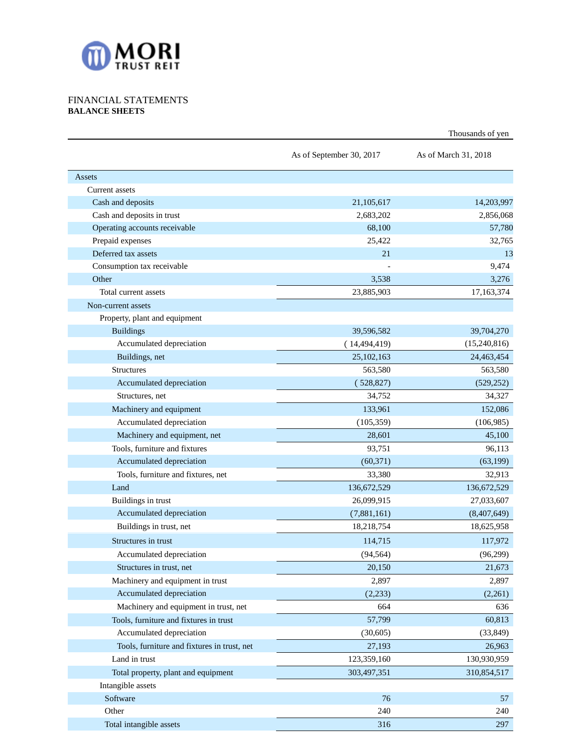FINANCIAL STATEMENTS

**BALANCE SHEETS**

Thousands of yen

| | As of September 30, 2017 | As of March 31, 2018 |
|---|---|---|
| Assets | | |
| Current assets | | |
| Cash and deposits | 21,105,617 | 14,203,997 |
| Cash and deposits in trust | 2,683,202 | 2,856,068 |
| Operating accounts receivable | 68,100 | 57,780 |
| Prepaid expenses | 25,422 | 32,765 |
| Deferred tax assets | 21 | 13 |
| Consumption tax receivable | - | 9,474 |
| Other | 3,538 | 3,276 |
| Total current assets | 23,885,903 | 17,163,374 |
| Non-current assets | | |
| Property, plant and equipment | | |
| Buildings | 39,596,582 | 39,704,270 |
| Accumulated depreciation | ( 14,494,419) | (15,240,816) |
| Buildings, net | 25,102,163 | 24,463,454 |
| Structures | 563,580 | 563,580 |
| Accumulated depreciation | ( 528,827) | (529,252) |
| Structures, net | 34,752 | 34,327 |
| Machinery and equipment | 133,961 | 152,086 |
| Accumulated depreciation | (105,359) | (106,985) |
| Machinery and equipment, net | 28,601 | 45,100 |
| Tools, furniture and fixtures | 93,751 | 96,113 |
| Accumulated depreciation | (60,371) | (63,199) |
| Tools, furniture and fixtures, net | 33,380 | 32,913 |
| Land | 136,672,529 | 136,672,529 |
| Buildings in trust | 26,099,915 | 27,033,607 |
| Accumulated depreciation | (7,881,161) | (8,407,649) |
| Buildings in trust, net | 18,218,754 | 18,625,958 |
| Structures in trust | 114,715 | 117,972 |
| Accumulated depreciation | (94,564) | (96,299) |
| Structures in trust, net | 20,150 | 21,673 |
| Machinery and equipment in trust | 2,897 | 2,897 |
| Accumulated depreciation | (2,233) | (2,261) |
| Machinery and equipment in trust, net | 664 | 636 |
| Tools, furniture and fixtures in trust | 57,799 | 60,813 |
| Accumulated depreciation | (30,605) | (33,849) |
| Tools, furniture and fixtures in trust, net | 27,193 | 26,963 |
| Land in trust | 123,359,160 | 130,930,959 |
| Total property, plant and equipment | 303,497,351 | 310,854,517 |
| Intangible assets | | |
| Software | 76 | 57 |
| Other | 240 | 240 |
| Total intangible assets | 316 | 297 |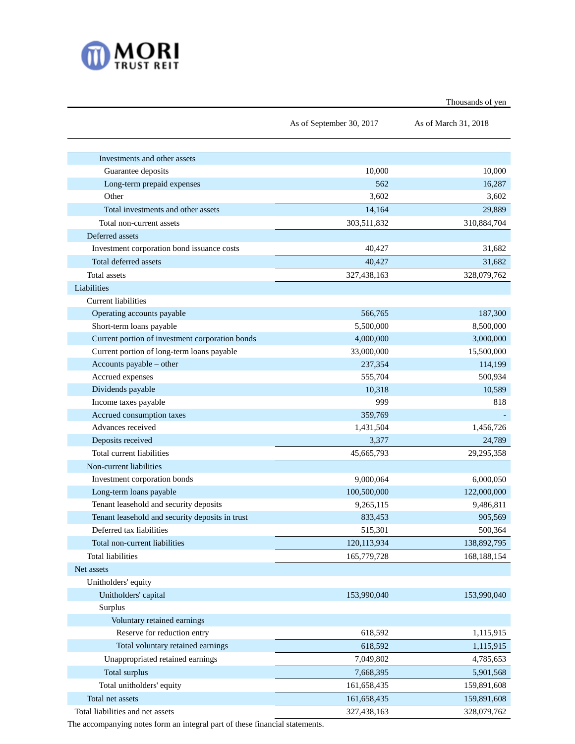Thousands of yen

| | As of September 30, 2017 | As of March 31, 2018 |
|---|---|---|
| Investments and other assets | | |
| Guarantee deposits | 10,000 | 10,000 |
| Long-term prepaid expenses | 562 | 16,287 |
| Other | 3,602 | 3,602 |
| Total investments and other assets | 14,164 | 29,889 |
| Total non-current assets | 303,511,832 | 310,884,704 |
| Deferred assets | | |
| Investment corporation bond issuance costs | 40,427 | 31,682 |
| Total deferred assets | 40,427 | 31,682 |
| Total assets | 327,438,163 | 328,079,762 |
| Liabilities | | |
| Current liabilities | | |
| Operating accounts payable | 566,765 | 187,300 |
| Short-term loans payable | 5,500,000 | 8,500,000 |
| Current portion of investment corporation bonds | 4,000,000 | 3,000,000 |
| Current portion of long-term loans payable | 33,000,000 | 15,500,000 |
| Accounts payable – other | 237,354 | 114,199 |
| Accrued expenses | 555,704 | 500,934 |
| Dividends payable | 10,318 | 10,589 |
| Income taxes payable | 999 | 818 |
| Accrued consumption taxes | 359,769 | - |
| Advances received | 1,431,504 | 1,456,726 |
| Deposits received | 3,377 | 24,789 |
| Total current liabilities | 45,665,793 | 29,295,358 |
| Non-current liabilities | | |
| Investment corporation bonds | 9,000,064 | 6,000,050 |
| Long-term loans payable | 100,500,000 | 122,000,000 |
| Tenant leasehold and security deposits | 9,265,115 | 9,486,811 |
| Tenant leasehold and security deposits in trust | 833,453 | 905,569 |
| Deferred tax liabilities | 515,301 | 500,364 |
| Total non-current liabilities | 120,113,934 | 138,892,795 |
| Total liabilities | 165,779,728 | 168,188,154 |
| Net assets | | |
| Unitholders' equity | | |
| Unitholders' capital | 153,990,040 | 153,990,040 |
| Surplus | | |
| Voluntary retained earnings | | |
| Reserve for reduction entry | 618,592 | 1,115,915 |
| Total voluntary retained earnings | 618,592 | 1,115,915 |
| Unappropriated retained earnings | 7,049,802 | 4,785,653 |
| Total surplus | 7,668,395 | 5,901,568 |
| Total unitholders' equity | 161,658,435 | 159,891,608 |
| Total net assets | 161,658,435 | 159,891,608 |
| Total liabilities and net assets | 327,438,163 | 328,079,762 |

The accompanying notes form an integral part of these financial statements.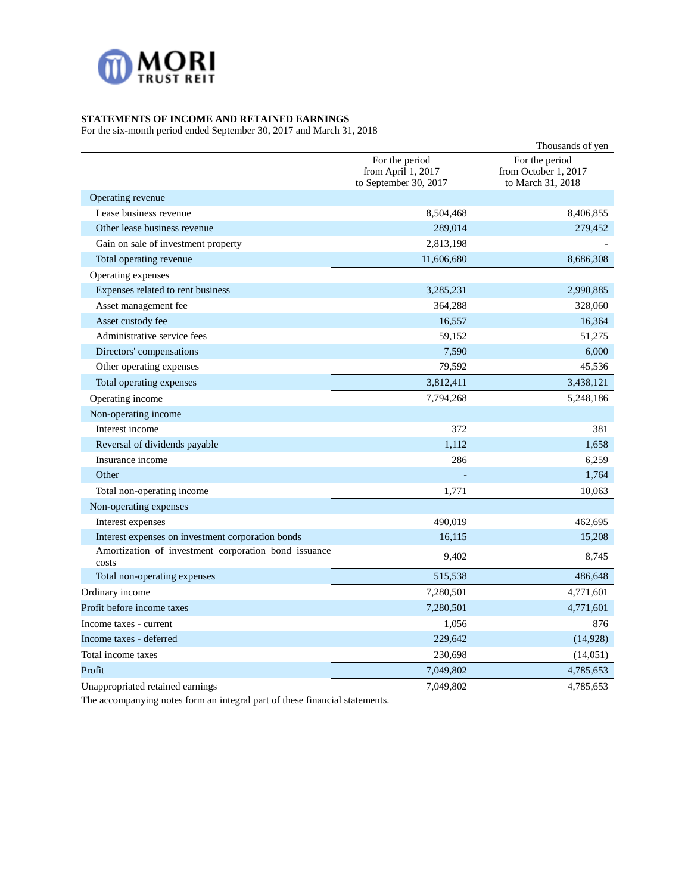MORI TRUST REIT

**STATEMENTS OF INCOME AND RETAINED EARNINGS**
For the six-month period ended September 30, 2017 and March 31, 2018

Thousands of yen

| | For the period from April 1, 2017 to September 30, 2017 | For the period from October 1, 2017 to March 31, 2018 |
|---|---|---|
| Operating revenue | | |
| Lease business revenue | 8,504,468 | 8,406,855 |
| Other lease business revenue | 289,014 | 279,452 |
| Gain on sale of investment property | 2,813,198 | - |
| Total operating revenue | 11,606,680 | 8,686,308 |
| Operating expenses | | |
| Expenses related to rent business | 3,285,231 | 2,990,885 |
| Asset management fee | 364,288 | 328,060 |
| Asset custody fee | 16,557 | 16,364 |
| Administrative service fees | 59,152 | 51,275 |
| Directors' compensations | 7,590 | 6,000 |
| Other operating expenses | 79,592 | 45,536 |
| Total operating expenses | 3,812,411 | 3,438,121 |
| Operating income | 7,794,268 | 5,248,186 |
| Non-operating income | | |
| Interest income | 372 | 381 |
| Reversal of dividends payable | 1,112 | 1,658 |
| Insurance income | 286 | 6,259 |
| Other | - | 1,764 |
| Total non-operating income | 1,771 | 10,063 |
| Non-operating expenses | | |
| Interest expenses | 490,019 | 462,695 |
| Interest expenses on investment corporation bonds | 16,115 | 15,208 |
| Amortization of investment corporation bond issuance costs | 9,402 | 8,745 |
| Total non-operating expenses | 515,538 | 486,648 |
| Ordinary income | 7,280,501 | 4,771,601 |
| Profit before income taxes | 7,280,501 | 4,771,601 |
| Income taxes - current | 1,056 | 876 |
| Income taxes - deferred | 229,642 | (14,928) |
| Total income taxes | 230,698 | (14,051) |
| Profit | 7,049,802 | 4,785,653 |
| Unappropriated retained earnings | 7,049,802 | 4,785,653 |

The accompanying notes form an integral part of these financial statements.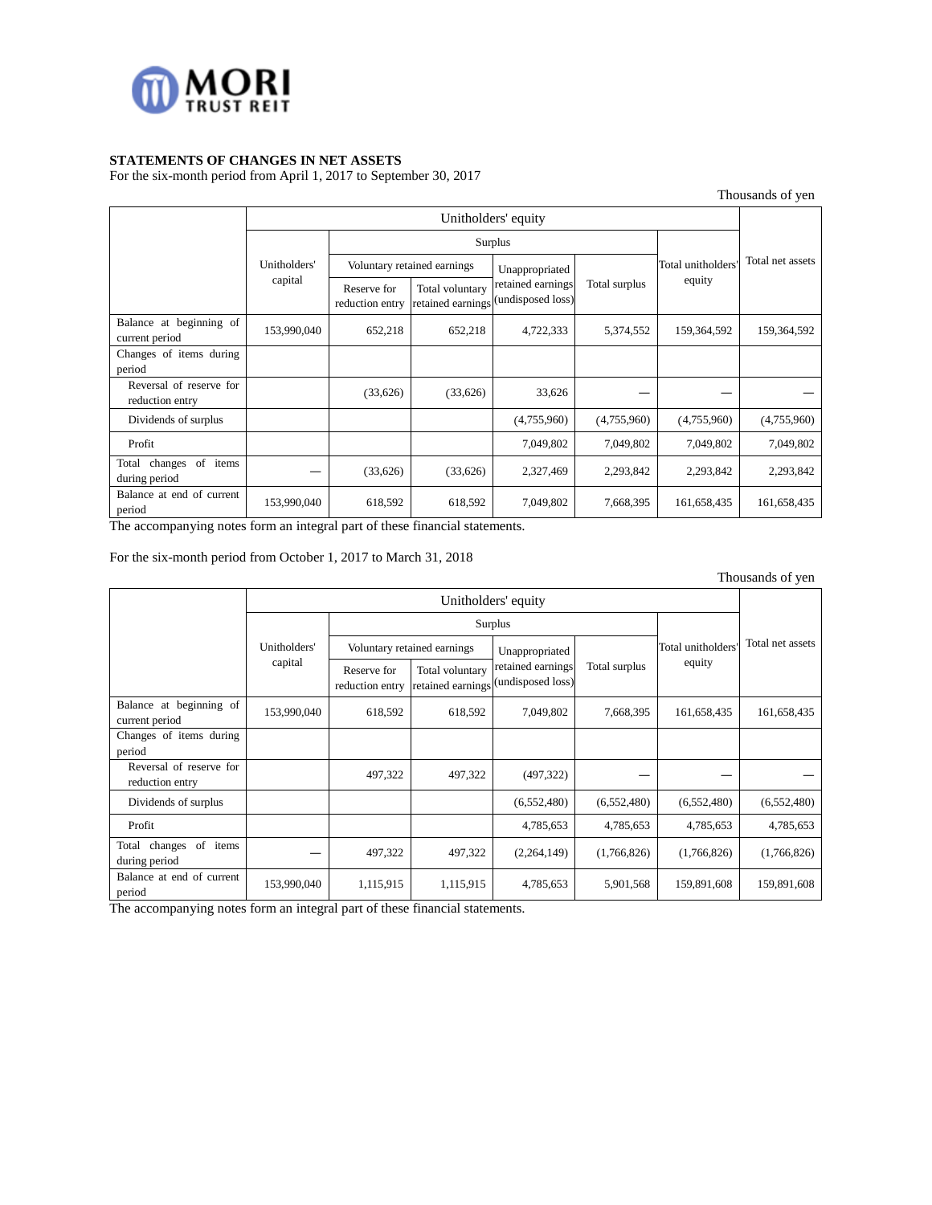## STATEMENTS OF CHANGES IN NET ASSETS

For the six-month period from April 1, 2017 to September 30, 2017

Thousands of yen

| | Unitholders' equity | | | | | | Total net assets |
|---|---|---|---|---|---|---|---|
| | Unitholders' capital | Surplus | | | | Total unitholders' equity | |
| | | Voluntary retained earnings | | Unappropriated retained earnings (undisposed loss) | Total surplus | | |
| | | Reserve for reduction entry | Total voluntary retained earnings | | | | |
| Balance at beginning of current period | 153,990,040 | 652,218 | 652,218 | 4,722,333 | 5,374,552 | 159,364,592 | 159,364,592 |
| Changes of items during period | | | | | | | |
| Reversal of reserve for reduction entry | | (33,626) | (33,626) | 33,626 | — | — | — |
| Dividends of surplus | | | | (4,755,960) | (4,755,960) | (4,755,960) | (4,755,960) |
| Profit | | | | 7,049,802 | 7,049,802 | 7,049,802 | 7,049,802 |
| Total changes of items during period | — | (33,626) | (33,626) | 2,327,469 | 2,293,842 | 2,293,842 | 2,293,842 |
| Balance at end of current period | 153,990,040 | 618,592 | 618,592 | 7,049,802 | 7,668,395 | 161,658,435 | 161,658,435 |

The accompanying notes form an integral part of these financial statements.

For the six-month period from October 1, 2017 to March 31, 2018

Thousands of yen

| | Unitholders' equity | | | | | | Total net assets |
|---|---|---|---|---|---|---|---|
| | Unitholders' capital | Surplus | | | | Total unitholders' equity | |
| | | Voluntary retained earnings | | Unappropriated retained earnings (undisposed loss) | Total surplus | | |
| | | Reserve for reduction entry | Total voluntary retained earnings | | | | |
| Balance at beginning of current period | 153,990,040 | 618,592 | 618,592 | 7,049,802 | 7,668,395 | 161,658,435 | 161,658,435 |
| Changes of items during period | | | | | | | |
| Reversal of reserve for reduction entry | | 497,322 | 497,322 | (497,322) | — | — | — |
| Dividends of surplus | | | | (6,552,480) | (6,552,480) | (6,552,480) | (6,552,480) |
| Profit | | | | 4,785,653 | 4,785,653 | 4,785,653 | 4,785,653 |
| Total changes of items during period | — | 497,322 | 497,322 | (2,264,149) | (1,766,826) | (1,766,826) | (1,766,826) |
| Balance at end of current period | 153,990,040 | 1,115,915 | 1,115,915 | 4,785,653 | 5,901,568 | 159,891,608 | 159,891,608 |

The accompanying notes form an integral part of these financial statements.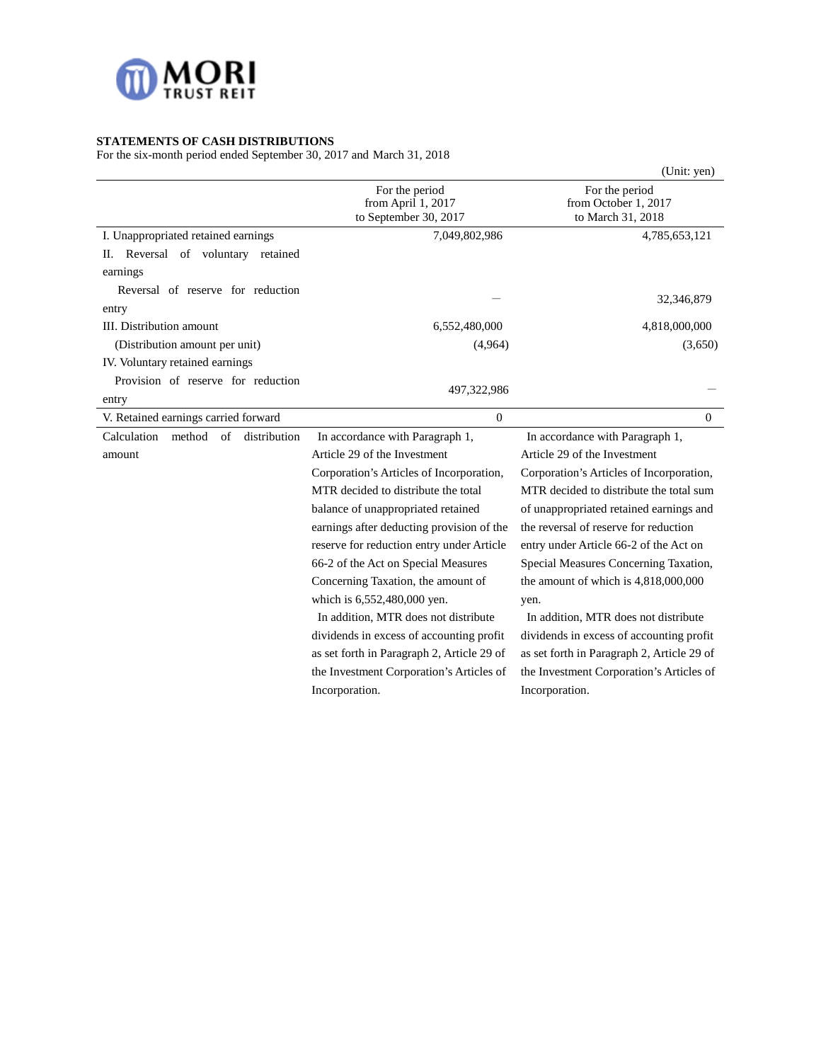**STATEMENTS OF CASH DISTRIBUTIONS**

For the six-month period ended September 30, 2017 and March 31, 2018

(Unit: yen)

| | For the period from April 1, 2017 to September 30, 2017 | For the period from October 1, 2017 to March 31, 2018 |
|---|---|---|
| I. Unappropriated retained earnings | 7,049,802,986 | 4,785,653,121 |
| II. Reversal of voluntary retained earnings | | |
| Reversal of reserve for reduction entry | — | 32,346,879 |
| III. Distribution amount | 6,552,480,000 | 4,818,000,000 |
| (Distribution amount per unit) | (4,964) | (3,650) |
| IV. Voluntary retained earnings | | |
| Provision of reserve for reduction entry | 497,322,986 | — |
| V. Retained earnings carried forward | 0 | 0 |
| Calculation method of distribution amount | In accordance with Paragraph 1, Article 29 of the Investment Corporation's Articles of Incorporation, MTR decided to distribute the total balance of unappropriated retained earnings after deducting provision of the reserve for reduction entry under Article 66-2 of the Act on Special Measures Concerning Taxation, the amount of which is 6,552,480,000 yen.<br>In addition, MTR does not distribute dividends in excess of accounting profit as set forth in Paragraph 2, Article 29 of the Investment Corporation's Articles of Incorporation. | In accordance with Paragraph 1, Article 29 of the Investment Corporation's Articles of Incorporation, MTR decided to distribute the total sum of unappropriated retained earnings and the reversal of reserve for reduction entry under Article 66-2 of the Act on Special Measures Concerning Taxation, the amount of which is 4,818,000,000 yen.<br>In addition, MTR does not distribute dividends in excess of accounting profit as set forth in Paragraph 2, Article 29 of the Investment Corporation's Articles of Incorporation. |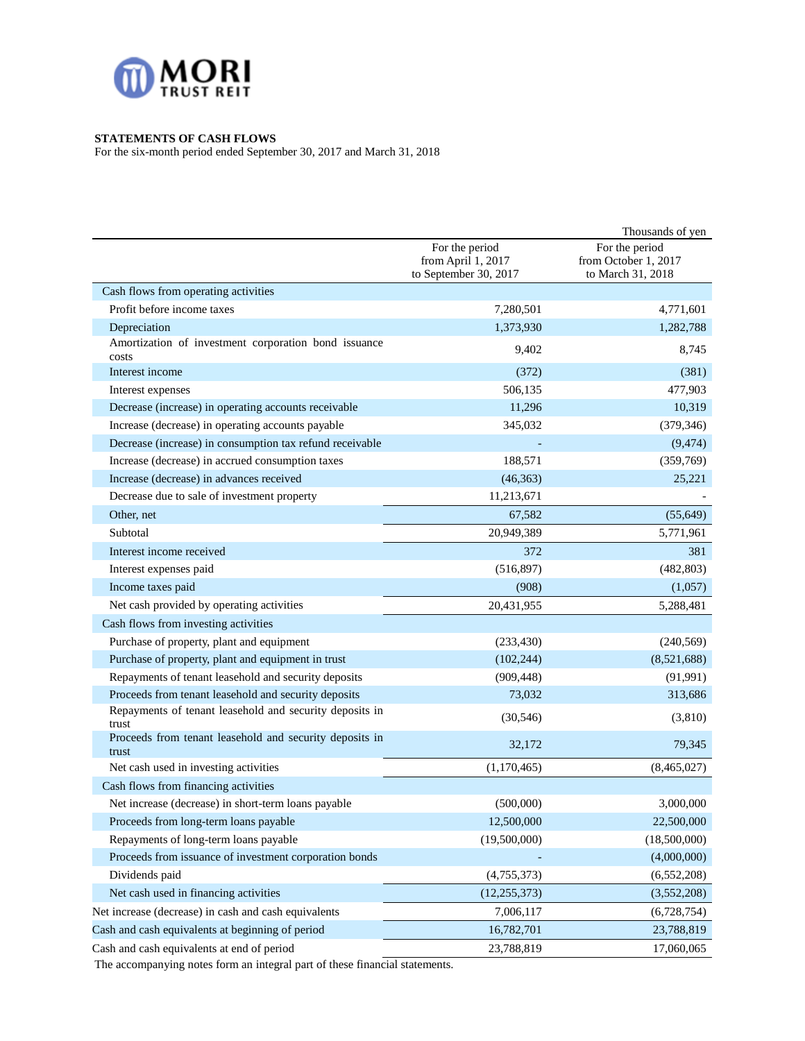**STATEMENTS OF CASH FLOWS**
For the six-month period ended September 30, 2017 and March 31, 2018

Thousands of yen

| | For the period from April 1, 2017 to September 30, 2017 | For the period from October 1, 2017 to March 31, 2018 |
|---|---|---|
| Cash flows from operating activities | | |
| Profit before income taxes | 7,280,501 | 4,771,601 |
| Depreciation | 1,373,930 | 1,282,788 |
| Amortization of investment corporation bond issuance costs | 9,402 | 8,745 |
| Interest income | (372) | (381) |
| Interest expenses | 506,135 | 477,903 |
| Decrease (increase) in operating accounts receivable | 11,296 | 10,319 |
| Increase (decrease) in operating accounts payable | 345,032 | (379,346) |
| Decrease (increase) in consumption tax refund receivable | - | (9,474) |
| Increase (decrease) in accrued consumption taxes | 188,571 | (359,769) |
| Increase (decrease) in advances received | (46,363) | 25,221 |
| Decrease due to sale of investment property | 11,213,671 | - |
| Other, net | 67,582 | (55,649) |
| Subtotal | 20,949,389 | 5,771,961 |
| Interest income received | 372 | 381 |
| Interest expenses paid | (516,897) | (482,803) |
| Income taxes paid | (908) | (1,057) |
| Net cash provided by operating activities | 20,431,955 | 5,288,481 |
| Cash flows from investing activities | | |
| Purchase of property, plant and equipment | (233,430) | (240,569) |
| Purchase of property, plant and equipment in trust | (102,244) | (8,521,688) |
| Repayments of tenant leasehold and security deposits | (909,448) | (91,991) |
| Proceeds from tenant leasehold and security deposits | 73,032 | 313,686 |
| Repayments of tenant leasehold and security deposits in trust | (30,546) | (3,810) |
| Proceeds from tenant leasehold and security deposits in trust | 32,172 | 79,345 |
| Net cash used in investing activities | (1,170,465) | (8,465,027) |
| Cash flows from financing activities | | |
| Net increase (decrease) in short-term loans payable | (500,000) | 3,000,000 |
| Proceeds from long-term loans payable | 12,500,000 | 22,500,000 |
| Repayments of long-term loans payable | (19,500,000) | (18,500,000) |
| Proceeds from issuance of investment corporation bonds | - | (4,000,000) |
| Dividends paid | (4,755,373) | (6,552,208) |
| Net cash used in financing activities | (12,255,373) | (3,552,208) |
| Net increase (decrease) in cash and cash equivalents | 7,006,117 | (6,728,754) |
| Cash and cash equivalents at beginning of period | 16,782,701 | 23,788,819 |
| Cash and cash equivalents at end of period | 23,788,819 | 17,060,065 |

The accompanying notes form an integral part of these financial statements.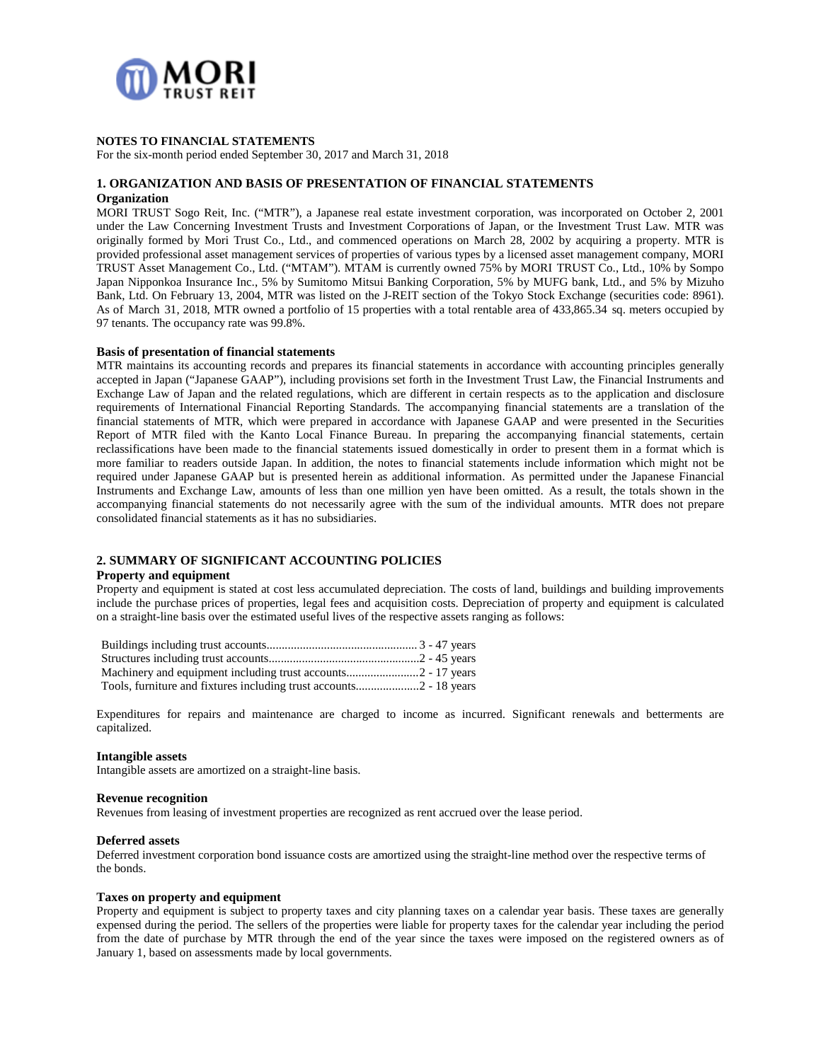## NOTES TO FINANCIAL STATEMENTS

For the six-month period ended September 30, 2017 and March 31, 2018

### 1. ORGANIZATION AND BASIS OF PRESENTATION OF FINANCIAL STATEMENTS

**Organization**

MORI TRUST Sogo Reit, Inc. ("MTR"), a Japanese real estate investment corporation, was incorporated on October 2, 2001 under the Law Concerning Investment Trusts and Investment Corporations of Japan, or the Investment Trust Law. MTR was originally formed by Mori Trust Co., Ltd., and commenced operations on March 28, 2002 by acquiring a property. MTR is provided professional asset management services of properties of various types by a licensed asset management company, MORI TRUST Asset Management Co., Ltd. ("MTAM"). MTAM is currently owned 75% by MORI TRUST Co., Ltd., 10% by Sompo Japan Nipponkoa Insurance Inc., 5% by Sumitomo Mitsui Banking Corporation, 5% by MUFG bank, Ltd., and 5% by Mizuho Bank, Ltd. On February 13, 2004, MTR was listed on the J-REIT section of the Tokyo Stock Exchange (securities code: 8961). As of March 31, 2018, MTR owned a portfolio of 15 properties with a total rentable area of 433,865.34 sq. meters occupied by 97 tenants. The occupancy rate was 99.8%.

**Basis of presentation of financial statements**

MTR maintains its accounting records and prepares its financial statements in accordance with accounting principles generally accepted in Japan ("Japanese GAAP"), including provisions set forth in the Investment Trust Law, the Financial Instruments and Exchange Law of Japan and the related regulations, which are different in certain respects as to the application and disclosure requirements of International Financial Reporting Standards. The accompanying financial statements are a translation of the financial statements of MTR, which were prepared in accordance with Japanese GAAP and were presented in the Securities Report of MTR filed with the Kanto Local Finance Bureau. In preparing the accompanying financial statements, certain reclassifications have been made to the financial statements issued domestically in order to present them in a format which is more familiar to readers outside Japan. In addition, the notes to financial statements include information which might not be required under Japanese GAAP but is presented herein as additional information. As permitted under the Japanese Financial Instruments and Exchange Law, amounts of less than one million yen have been omitted. As a result, the totals shown in the accompanying financial statements do not necessarily agree with the sum of the individual amounts. MTR does not prepare consolidated financial statements as it has no subsidiaries.

### 2. SUMMARY OF SIGNIFICANT ACCOUNTING POLICIES

**Property and equipment**

Property and equipment is stated at cost less accumulated depreciation. The costs of land, buildings and building improvements include the purchase prices of properties, legal fees and acquisition costs. Depreciation of property and equipment is calculated on a straight-line basis over the estimated useful lives of the respective assets ranging as follows:

| | |
|---|---|
| Buildings including trust accounts | 3 - 47 years |
| Structures including trust accounts | 2 - 45 years |
| Machinery and equipment including trust accounts | 2 - 17 years |
| Tools, furniture and fixtures including trust accounts | 2 - 18 years |

Expenditures for repairs and maintenance are charged to income as incurred. Significant renewals and betterments are capitalized.

**Intangible assets**

Intangible assets are amortized on a straight-line basis.

**Revenue recognition**

Revenues from leasing of investment properties are recognized as rent accrued over the lease period.

**Deferred assets**

Deferred investment corporation bond issuance costs are amortized using the straight-line method over the respective terms of the bonds.

**Taxes on property and equipment**

Property and equipment is subject to property taxes and city planning taxes on a calendar year basis. These taxes are generally expensed during the period. The sellers of the properties were liable for property taxes for the calendar year including the period from the date of purchase by MTR through the end of the year since the taxes were imposed on the registered owners as of January 1, based on assessments made by local governments.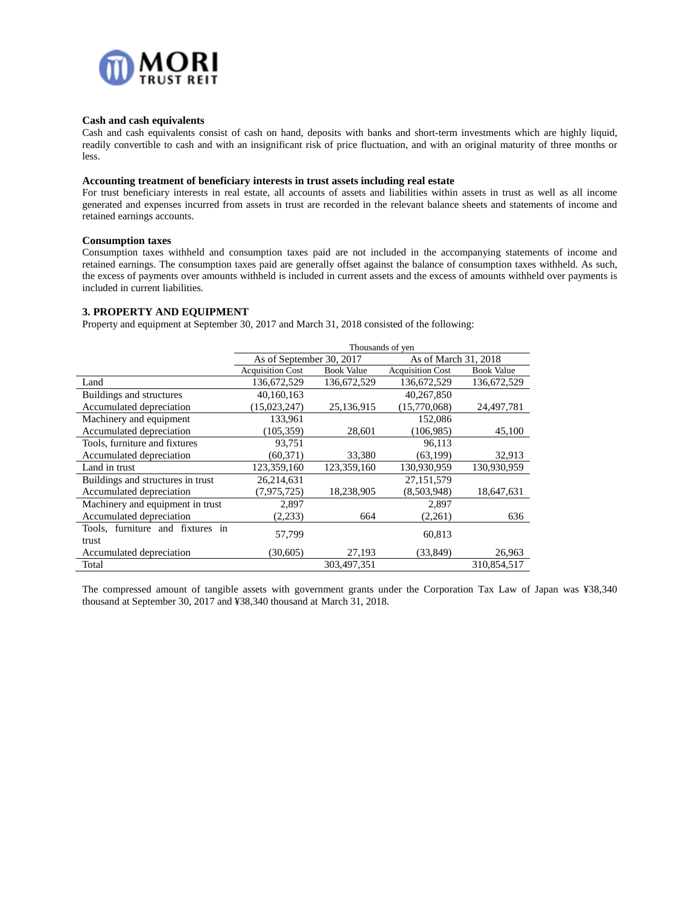**Cash and cash equivalents**

Cash and cash equivalents consist of cash on hand, deposits with banks and short-term investments which are highly liquid, readily convertible to cash and with an insignificant risk of price fluctuation, and with an original maturity of three months or less.

**Accounting treatment of beneficiary interests in trust assets including real estate**

For trust beneficiary interests in real estate, all accounts of assets and liabilities within assets in trust as well as all income generated and expenses incurred from assets in trust are recorded in the relevant balance sheets and statements of income and retained earnings accounts.

**Consumption taxes**

Consumption taxes withheld and consumption taxes paid are not included in the accompanying statements of income and retained earnings. The consumption taxes paid are generally offset against the balance of consumption taxes withheld. As such, the excess of payments over amounts withheld is included in current assets and the excess of amounts withheld over payments is included in current liabilities.

**3. PROPERTY AND EQUIPMENT**

Property and equipment at September 30, 2017 and March 31, 2018 consisted of the following:

| | Thousands of yen | | | |
|---|---|---|---|---|
| | As of September 30, 2017 | | As of March 31, 2018 | |
| | Acquisition Cost | Book Value | Acquisition Cost | Book Value |
| Land | 136,672,529 | 136,672,529 | 136,672,529 | 136,672,529 |
| Buildings and structures | 40,160,163 | | 40,267,850 | |
| Accumulated depreciation | (15,023,247) | 25,136,915 | (15,770,068) | 24,497,781 |
| Machinery and equipment | 133,961 | | 152,086 | |
| Accumulated depreciation | (105,359) | 28,601 | (106,985) | 45,100 |
| Tools, furniture and fixtures | 93,751 | | 96,113 | |
| Accumulated depreciation | (60,371) | 33,380 | (63,199) | 32,913 |
| Land in trust | 123,359,160 | 123,359,160 | 130,930,959 | 130,930,959 |
| Buildings and structures in trust | 26,214,631 | | 27,151,579 | |
| Accumulated depreciation | (7,975,725) | 18,238,905 | (8,503,948) | 18,647,631 |
| Machinery and equipment in trust | 2,897 | | 2,897 | |
| Accumulated depreciation | (2,233) | 664 | (2,261) | 636 |
| Tools, furniture and fixtures in trust | 57,799 | | 60,813 | |
| Accumulated depreciation | (30,605) | 27,193 | (33,849) | 26,963 |
| Total | | 303,497,351 | | 310,854,517 |

The compressed amount of tangible assets with government grants under the Corporation Tax Law of Japan was ¥38,340 thousand at September 30, 2017 and ¥38,340 thousand at March 31, 2018.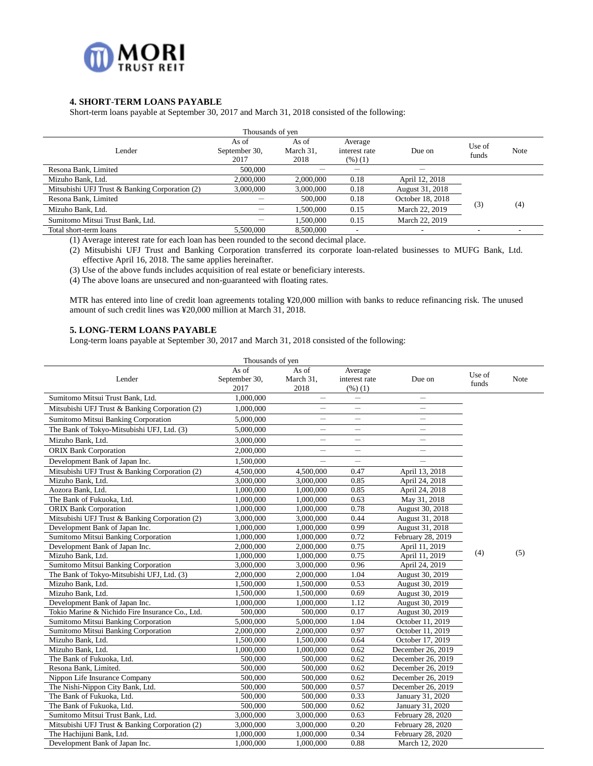### 4. SHORT-TERM LOANS PAYABLE

Short-term loans payable at September 30, 2017 and March 31, 2018 consisted of the following:

| Lender | As of September 30, 2017 | As of March 31, 2018 | Average interest rate (%) (1) | Due on | Use of funds | Note |
|---|---|---|---|---|---|---|
| | Thousands of yen | | | | | |
| Resona Bank, Limited | 500,000 | — | — | — | | |
| Mizuho Bank, Ltd. | 2,000,000 | 2,000,000 | 0.18 | April 12, 2018 | (3) | (4) |
| Mitsubishi UFJ Trust & Banking Corporation (2) | 3,000,000 | 3,000,000 | 0.18 | August 31, 2018 | (3) | (4) |
| Resona Bank, Limited | — | 500,000 | 0.18 | October 18, 2018 | (3) | (4) |
| Mizuho Bank, Ltd. | — | 1,500,000 | 0.15 | March 22, 2019 | (3) | (4) |
| Sumitomo Mitsui Trust Bank, Ltd. | — | 1,500,000 | 0.15 | March 22, 2019 | (3) | (4) |
| Total short-term loans | 5,500,000 | 8,500,000 | - | - | - | - |

(1) Average interest rate for each loan has been rounded to the second decimal place.
(2) Mitsubishi UFJ Trust and Banking Corporation transferred its corporate loan-related businesses to MUFG Bank, Ltd. effective April 16, 2018. The same applies hereinafter.
(3) Use of the above funds includes acquisition of real estate or beneficiary interests.
(4) The above loans are unsecured and non-guaranteed with floating rates.

MTR has entered into line of credit loan agreements totaling ¥20,000 million with banks to reduce refinancing risk. The unused amount of such credit lines was ¥20,000 million at March 31, 2018.

### 5. LONG-TERM LOANS PAYABLE

Long-term loans payable at September 30, 2017 and March 31, 2018 consisted of the following:

| Lender | As of September 30, 2017 | As of March 31, 2018 | Average interest rate (%) (1) | Due on | Use of funds | Note |
|---|---|---|---|---|---|---|
| | Thousands of yen | | | | | |
| Sumitomo Mitsui Trust Bank, Ltd. | 1,000,000 | — | — | — | (4) | (5) |
| Mitsubishi UFJ Trust & Banking Corporation (2) | 1,000,000 | — | — | — | (4) | (5) |
| Sumitomo Mitsui Banking Corporation | 5,000,000 | — | — | — | (4) | (5) |
| The Bank of Tokyo-Mitsubishi UFJ, Ltd. (3) | 5,000,000 | — | — | — | (4) | (5) |
| Mizuho Bank, Ltd. | 3,000,000 | — | — | — | (4) | (5) |
| ORIX Bank Corporation | 2,000,000 | — | — | — | (4) | (5) |
| Development Bank of Japan Inc. | 1,500,000 | — | — | — | (4) | (5) |
| Mitsubishi UFJ Trust & Banking Corporation (2) | 4,500,000 | 4,500,000 | 0.47 | April 13, 2018 | (4) | (5) |
| Mizuho Bank, Ltd. | 3,000,000 | 3,000,000 | 0.85 | April 24, 2018 | (4) | (5) |
| Aozora Bank, Ltd. | 1,000,000 | 1,000,000 | 0.85 | April 24, 2018 | (4) | (5) |
| The Bank of Fukuoka, Ltd. | 1,000,000 | 1,000,000 | 0.63 | May 31, 2018 | (4) | (5) |
| ORIX Bank Corporation | 1,000,000 | 1,000,000 | 0.78 | August 30, 2018 | (4) | (5) |
| Mitsubishi UFJ Trust & Banking Corporation (2) | 3,000,000 | 3,000,000 | 0.44 | August 31, 2018 | (4) | (5) |
| Development Bank of Japan Inc. | 1,000,000 | 1,000,000 | 0.99 | August 31, 2018 | (4) | (5) |
| Sumitomo Mitsui Banking Corporation | 1,000,000 | 1,000,000 | 0.72 | February 28, 2019 | (4) | (5) |
| Development Bank of Japan Inc. | 2,000,000 | 2,000,000 | 0.75 | April 11, 2019 | (4) | (5) |
| Mizuho Bank, Ltd. | 1,000,000 | 1,000,000 | 0.75 | April 11, 2019 | (4) | (5) |
| Sumitomo Mitsui Banking Corporation | 3,000,000 | 3,000,000 | 0.96 | April 24, 2019 | (4) | (5) |
| The Bank of Tokyo-Mitsubishi UFJ, Ltd. (3) | 2,000,000 | 2,000,000 | 1.04 | August 30, 2019 | (4) | (5) |
| Mizuho Bank, Ltd. | 1,500,000 | 1,500,000 | 0.53 | August 30, 2019 | (4) | (5) |
| Mizuho Bank, Ltd. | 1,500,000 | 1,500,000 | 0.69 | August 30, 2019 | (4) | (5) |
| Development Bank of Japan Inc. | 1,000,000 | 1,000,000 | 1.12 | August 30, 2019 | (4) | (5) |
| Tokio Marine & Nichido Fire Insurance Co., Ltd. | 500,000 | 500,000 | 0.17 | August 30, 2019 | (4) | (5) |
| Sumitomo Mitsui Banking Corporation | 5,000,000 | 5,000,000 | 1.04 | October 11, 2019 | (4) | (5) |
| Sumitomo Mitsui Banking Corporation | 2,000,000 | 2,000,000 | 0.97 | October 11, 2019 | (4) | (5) |
| Mizuho Bank, Ltd. | 1,500,000 | 1,500,000 | 0.64 | October 17, 2019 | (4) | (5) |
| Mizuho Bank, Ltd. | 1,000,000 | 1,000,000 | 0.62 | December 26, 2019 | (4) | (5) |
| The Bank of Fukuoka, Ltd. | 500,000 | 500,000 | 0.62 | December 26, 2019 | (4) | (5) |
| Resona Bank, Limited. | 500,000 | 500,000 | 0.62 | December 26, 2019 | (4) | (5) |
| Nippon Life Insurance Company | 500,000 | 500,000 | 0.62 | December 26, 2019 | (4) | (5) |
| The Nishi-Nippon City Bank, Ltd. | 500,000 | 500,000 | 0.57 | December 26, 2019 | (4) | (5) |
| The Bank of Fukuoka, Ltd. | 500,000 | 500,000 | 0.33 | January 31, 2020 | (4) | (5) |
| The Bank of Fukuoka, Ltd. | 500,000 | 500,000 | 0.62 | January 31, 2020 | (4) | (5) |
| Sumitomo Mitsui Trust Bank, Ltd. | 3,000,000 | 3,000,000 | 0.63 | February 28, 2020 | (4) | (5) |
| Mitsubishi UFJ Trust & Banking Corporation (2) | 3,000,000 | 3,000,000 | 0.20 | February 28, 2020 | (4) | (5) |
| The Hachijuni Bank, Ltd. | 1,000,000 | 1,000,000 | 0.34 | February 28, 2020 | (4) | (5) |
| Development Bank of Japan Inc. | 1,000,000 | 1,000,000 | 0.88 | March 12, 2020 | (4) | (5) |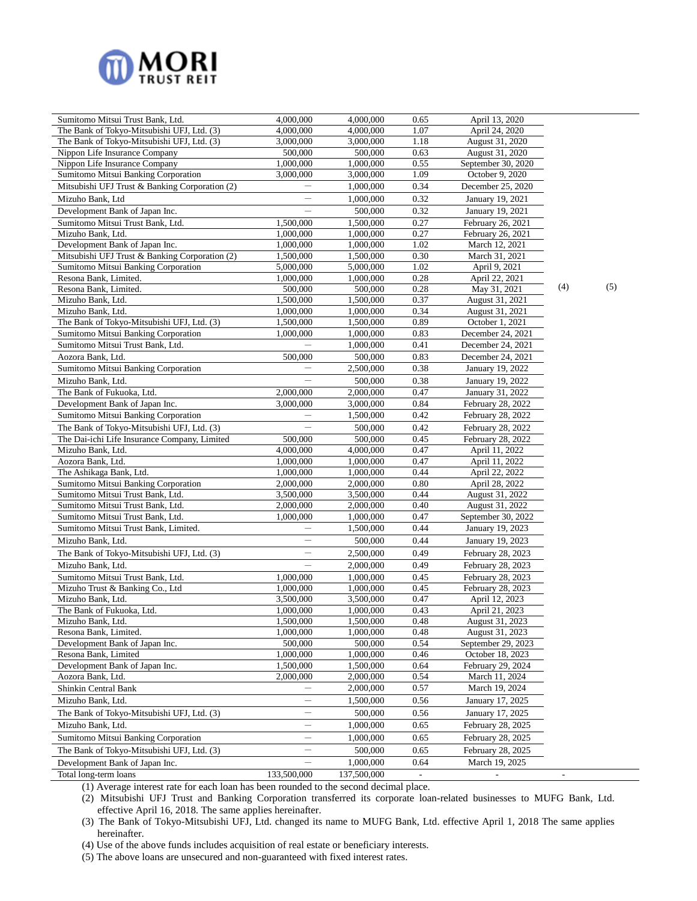| | | | | | | |
|---|---|---|---|---|---|---|
| Sumitomo Mitsui Trust Bank, Ltd. | 4,000,000 | 4,000,000 | 0.65 | April 13, 2020 | | |
| The Bank of Tokyo-Mitsubishi UFJ, Ltd. (3) | 4,000,000 | 4,000,000 | 1.07 | April 24, 2020 | | |
| The Bank of Tokyo-Mitsubishi UFJ, Ltd. (3) | 3,000,000 | 3,000,000 | 1.18 | August 31, 2020 | | |
| Nippon Life Insurance Company | 500,000 | 500,000 | 0.63 | August 31, 2020 | | |
| Nippon Life Insurance Company | 1,000,000 | 1,000,000 | 0.55 | September 30, 2020 | | |
| Sumitomo Mitsui Banking Corporation | 3,000,000 | 3,000,000 | 1.09 | October 9, 2020 | | |
| Mitsubishi UFJ Trust & Banking Corporation (2) | ― | 1,000,000 | 0.34 | December 25, 2020 | | |
| Mizuho Bank, Ltd | ― | 1,000,000 | 0.32 | January 19, 2021 | | |
| Development Bank of Japan Inc. | ― | 500,000 | 0.32 | January 19, 2021 | | |
| Sumitomo Mitsui Trust Bank, Ltd. | 1,500,000 | 1,500,000 | 0.27 | February 26, 2021 | | |
| Mizuho Bank, Ltd. | 1,000,000 | 1,000,000 | 0.27 | February 26, 2021 | | |
| Development Bank of Japan Inc. | 1,000,000 | 1,000,000 | 1.02 | March 12, 2021 | | |
| Mitsubishi UFJ Trust & Banking Corporation (2) | 1,500,000 | 1,500,000 | 0.30 | March 31, 2021 | | |
| Sumitomo Mitsui Banking Corporation | 5,000,000 | 5,000,000 | 1.02 | April 9, 2021 | | |
| Resona Bank, Limited. | 1,000,000 | 1,000,000 | 0.28 | April 22, 2021 | | |
| Resona Bank, Limited. | 500,000 | 500,000 | 0.28 | May 31, 2021 | (4) | (5) |
| Mizuho Bank, Ltd. | 1,500,000 | 1,500,000 | 0.37 | August 31, 2021 | | |
| Mizuho Bank, Ltd. | 1,000,000 | 1,000,000 | 0.34 | August 31, 2021 | | |
| The Bank of Tokyo-Mitsubishi UFJ, Ltd. (3) | 1,500,000 | 1,500,000 | 0.89 | October 1, 2021 | | |
| Sumitomo Mitsui Banking Corporation | 1,000,000 | 1,000,000 | 0.83 | December 24, 2021 | | |
| Sumitomo Mitsui Trust Bank, Ltd. | ― | 1,000,000 | 0.41 | December 24, 2021 | | |
| Aozora Bank, Ltd. | 500,000 | 500,000 | 0.83 | December 24, 2021 | | |
| Sumitomo Mitsui Banking Corporation | ― | 2,500,000 | 0.38 | January 19, 2022 | | |
| Mizuho Bank, Ltd. | ― | 500,000 | 0.38 | January 19, 2022 | | |
| The Bank of Fukuoka, Ltd. | 2,000,000 | 2,000,000 | 0.47 | January 31, 2022 | | |
| Development Bank of Japan Inc. | 3,000,000 | 3,000,000 | 0.84 | February 28, 2022 | | |
| Sumitomo Mitsui Banking Corporation | ― | 1,500,000 | 0.42 | February 28, 2022 | | |
| The Bank of Tokyo-Mitsubishi UFJ, Ltd. (3) | ― | 500,000 | 0.42 | February 28, 2022 | | |
| The Dai-ichi Life Insurance Company, Limited | 500,000 | 500,000 | 0.45 | February 28, 2022 | | |
| Mizuho Bank, Ltd. | 4,000,000 | 4,000,000 | 0.47 | April 11, 2022 | | |
| Aozora Bank, Ltd. | 1,000,000 | 1,000,000 | 0.47 | April 11, 2022 | | |
| The Ashikaga Bank, Ltd. | 1,000,000 | 1,000,000 | 0.44 | April 22, 2022 | | |
| Sumitomo Mitsui Banking Corporation | 2,000,000 | 2,000,000 | 0.80 | April 28, 2022 | | |
| Sumitomo Mitsui Trust Bank, Ltd. | 3,500,000 | 3,500,000 | 0.44 | August 31, 2022 | | |
| Sumitomo Mitsui Trust Bank, Ltd. | 2,000,000 | 2,000,000 | 0.40 | August 31, 2022 | | |
| Sumitomo Mitsui Trust Bank, Ltd. | 1,000,000 | 1,000,000 | 0.47 | September 30, 2022 | | |
| Sumitomo Mitsui Trust Bank, Limited. | ― | 1,500,000 | 0.44 | January 19, 2023 | | |
| Mizuho Bank, Ltd. | ― | 500,000 | 0.44 | January 19, 2023 | | |
| The Bank of Tokyo-Mitsubishi UFJ, Ltd. (3) | ― | 2,500,000 | 0.49 | February 28, 2023 | | |
| Mizuho Bank, Ltd. | ― | 2,000,000 | 0.49 | February 28, 2023 | | |
| Sumitomo Mitsui Trust Bank, Ltd. | 1,000,000 | 1,000,000 | 0.45 | February 28, 2023 | | |
| Mizuho Trust & Banking Co., Ltd | 1,000,000 | 1,000,000 | 0.45 | February 28, 2023 | | |
| Mizuho Bank, Ltd. | 3,500,000 | 3,500,000 | 0.47 | April 12, 2023 | | |
| The Bank of Fukuoka, Ltd. | 1,000,000 | 1,000,000 | 0.43 | April 21, 2023 | | |
| Mizuho Bank, Ltd. | 1,500,000 | 1,500,000 | 0.48 | August 31, 2023 | | |
| Resona Bank, Limited. | 1,000,000 | 1,000,000 | 0.48 | August 31, 2023 | | |
| Development Bank of Japan Inc. | 500,000 | 500,000 | 0.54 | September 29, 2023 | | |
| Resona Bank, Limited | 1,000,000 | 1,000,000 | 0.46 | October 18, 2023 | | |
| Development Bank of Japan Inc. | 1,500,000 | 1,500,000 | 0.64 | February 29, 2024 | | |
| Aozora Bank, Ltd. | 2,000,000 | 2,000,000 | 0.54 | March 11, 2024 | | |
| Shinkin Central Bank | ― | 2,000,000 | 0.57 | March 19, 2024 | | |
| Mizuho Bank, Ltd. | ― | 1,500,000 | 0.56 | January 17, 2025 | | |
| The Bank of Tokyo-Mitsubishi UFJ, Ltd. (3) | ― | 500,000 | 0.56 | January 17, 2025 | | |
| Mizuho Bank, Ltd. | ― | 1,000,000 | 0.65 | February 28, 2025 | | |
| Sumitomo Mitsui Banking Corporation | ― | 1,000,000 | 0.65 | February 28, 2025 | | |
| The Bank of Tokyo-Mitsubishi UFJ, Ltd. (3) | ― | 500,000 | 0.65 | February 28, 2025 | | |
| Development Bank of Japan Inc. | ― | 1,000,000 | 0.64 | March 19, 2025 | | |
| Total long-term loans | 133,500,000 | 137,500,000 | - | - | - | |

(1) Average interest rate for each loan has been rounded to the second decimal place.

(2) Mitsubishi UFJ Trust and Banking Corporation transferred its corporate loan-related businesses to MUFG Bank, Ltd. effective April 16, 2018. The same applies hereinafter.

(3) The Bank of Tokyo-Mitsubishi UFJ, Ltd. changed its name to MUFG Bank, Ltd. effective April 1, 2018 The same applies hereinafter.

(4) Use of the above funds includes acquisition of real estate or beneficiary interests.

(5) The above loans are unsecured and non-guaranteed with fixed interest rates.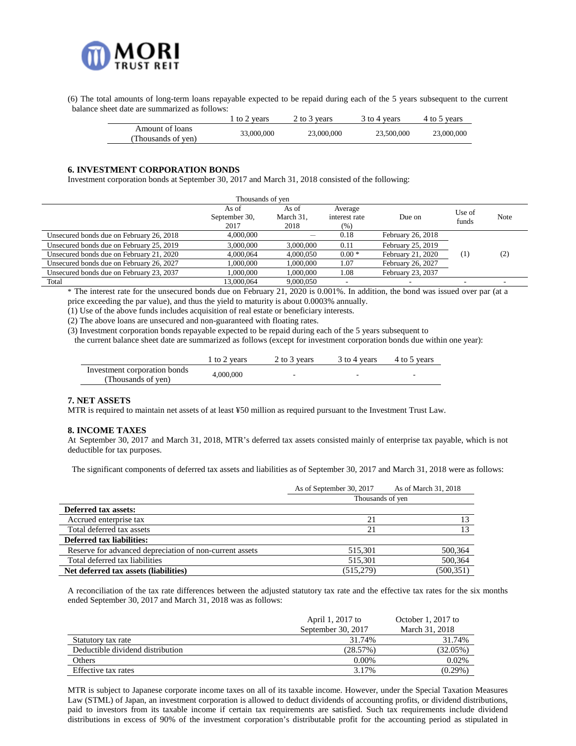(6) The total amounts of long-term loans repayable expected to be repaid during each of the 5 years subsequent to the current balance sheet date are summarized as follows:

| | 1 to 2 years | 2 to 3 years | 3 to 4 years | 4 to 5 years |
|---|---|---|---|---|
| Amount of loans (Thousands of yen) | 33,000,000 | 23,000,000 | 23,500,000 | 23,000,000 |

### 6. INVESTMENT CORPORATION BONDS

Investment corporation bonds at September 30, 2017 and March 31, 2018 consisted of the following:

| | Thousands of yen | | | | | |
|---|---|---|---|---|---|---|
| | As of September 30, 2017 | As of March 31, 2018 | Average interest rate (%) | Due on | Use of funds | Note |
| Unsecured bonds due on February 26, 2018 | 4,000,000 | — | 0.18 | February 26, 2018 | (1) | (2) |
| Unsecured bonds due on February 25, 2019 | 3,000,000 | 3,000,000 | 0.11 | February 25, 2019 | | |
| Unsecured bonds due on February 21, 2020 | 4,000,064 | 4,000,050 | 0.00 * | February 21, 2020 | | |
| Unsecured bonds due on February 26, 2027 | 1,000,000 | 1,000,000 | 1.07 | February 26, 2027 | | |
| Unsecured bonds due on February 23, 2037 | 1,000,000 | 1,000,000 | 1.08 | February 23, 2037 | | |
| Total | 13,000,064 | 9,000,050 | - | - | - | - |

\* The interest rate for the unsecured bonds due on February 21, 2020 is 0.001%. In addition, the bond was issued over par (at a price exceeding the par value), and thus the yield to maturity is about 0.0003% annually.

(1) Use of the above funds includes acquisition of real estate or beneficiary interests.

(2) The above loans are unsecured and non-guaranteed with floating rates.

(3) Investment corporation bonds repayable expected to be repaid during each of the 5 years subsequent to the current balance sheet date are summarized as follows (except for investment corporation bonds due within one year):

| | 1 to 2 years | 2 to 3 years | 3 to 4 years | 4 to 5 years |
|---|---|---|---|---|
| Investment corporation bonds (Thousands of yen) | 4,000,000 | - | - | - |

### 7. NET ASSETS

MTR is required to maintain net assets of at least ¥50 million as required pursuant to the Investment Trust Law.

### 8. INCOME TAXES

At September 30, 2017 and March 31, 2018, MTR's deferred tax assets consisted mainly of enterprise tax payable, which is not deductible for tax purposes.

The significant components of deferred tax assets and liabilities as of September 30, 2017 and March 31, 2018 were as follows:

| | As of September 30, 2017 | As of March 31, 2018 |
|---|---|---|
| | Thousands of yen | |
| **Deferred tax assets:** | | |
| Accrued enterprise tax | 21 | 13 |
| Total deferred tax assets | 21 | 13 |
| **Deferred tax liabilities:** | | |
| Reserve for advanced depreciation of non-current assets | 515,301 | 500,364 |
| Total deferred tax liabilities | 515,301 | 500,364 |
| **Net deferred tax assets (liabilities)** | (515,279) | (500,351) |

A reconciliation of the tax rate differences between the adjusted statutory tax rate and the effective tax rates for the six months ended September 30, 2017 and March 31, 2018 was as follows:

| | April 1, 2017 to September 30, 2017 | October 1, 2017 to March 31, 2018 |
|---|---|---|
| Statutory tax rate | 31.74% | 31.74% |
| Deductible dividend distribution | (28.57%) | (32.05%) |
| Others | 0.00% | 0.02% |
| Effective tax rates | 3.17% | (0.29%) |

MTR is subject to Japanese corporate income taxes on all of its taxable income. However, under the Special Taxation Measures Law (STML) of Japan, an investment corporation is allowed to deduct dividends of accounting profits, or dividend distributions, paid to investors from its taxable income if certain tax requirements are satisfied. Such tax requirements include dividend distributions in excess of 90% of the investment corporation's distributable profit for the accounting period as stipulated in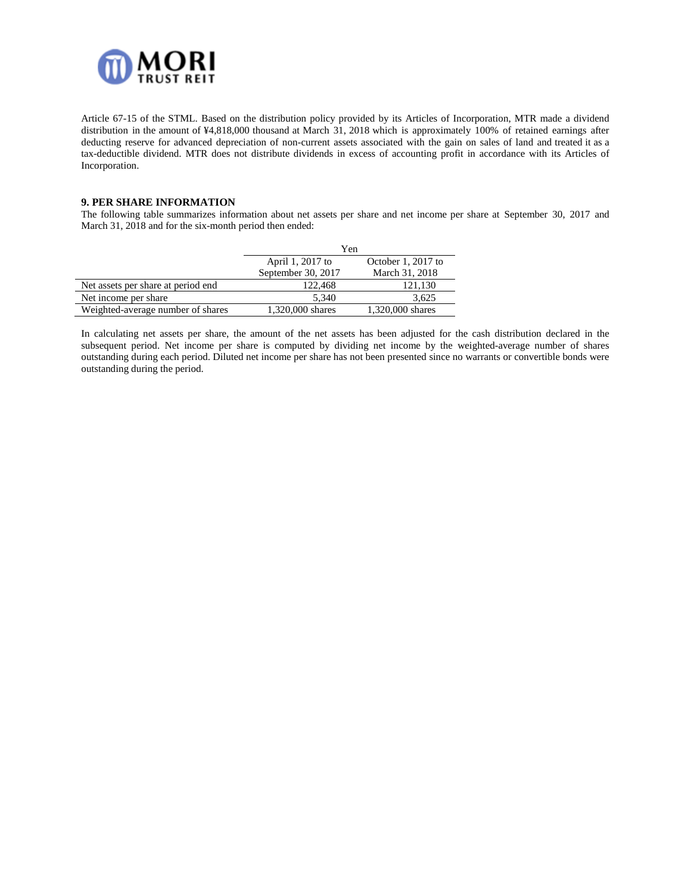Article 67-15 of the STML. Based on the distribution policy provided by its Articles of Incorporation, MTR made a dividend distribution in the amount of ¥4,818,000 thousand at March 31, 2018 which is approximately 100% of retained earnings after deducting reserve for advanced depreciation of non-current assets associated with the gain on sales of land and treated it as a tax-deductible dividend. MTR does not distribute dividends in excess of accounting profit in accordance with its Articles of Incorporation.

## 9. PER SHARE INFORMATION

The following table summarizes information about net assets per share and net income per share at September 30, 2017 and March 31, 2018 and for the six-month period then ended:

| | Yen | |
|---|---|---|
| | April 1, 2017 to September 30, 2017 | October 1, 2017 to March 31, 2018 |
| Net assets per share at period end | 122,468 | 121,130 |
| Net income per share | 5,340 | 3,625 |
| Weighted-average number of shares | 1,320,000 shares | 1,320,000 shares |

In calculating net assets per share, the amount of the net assets has been adjusted for the cash distribution declared in the subsequent period. Net income per share is computed by dividing net income by the weighted-average number of shares outstanding during each period. Diluted net income per share has not been presented since no warrants or convertible bonds were outstanding during the period.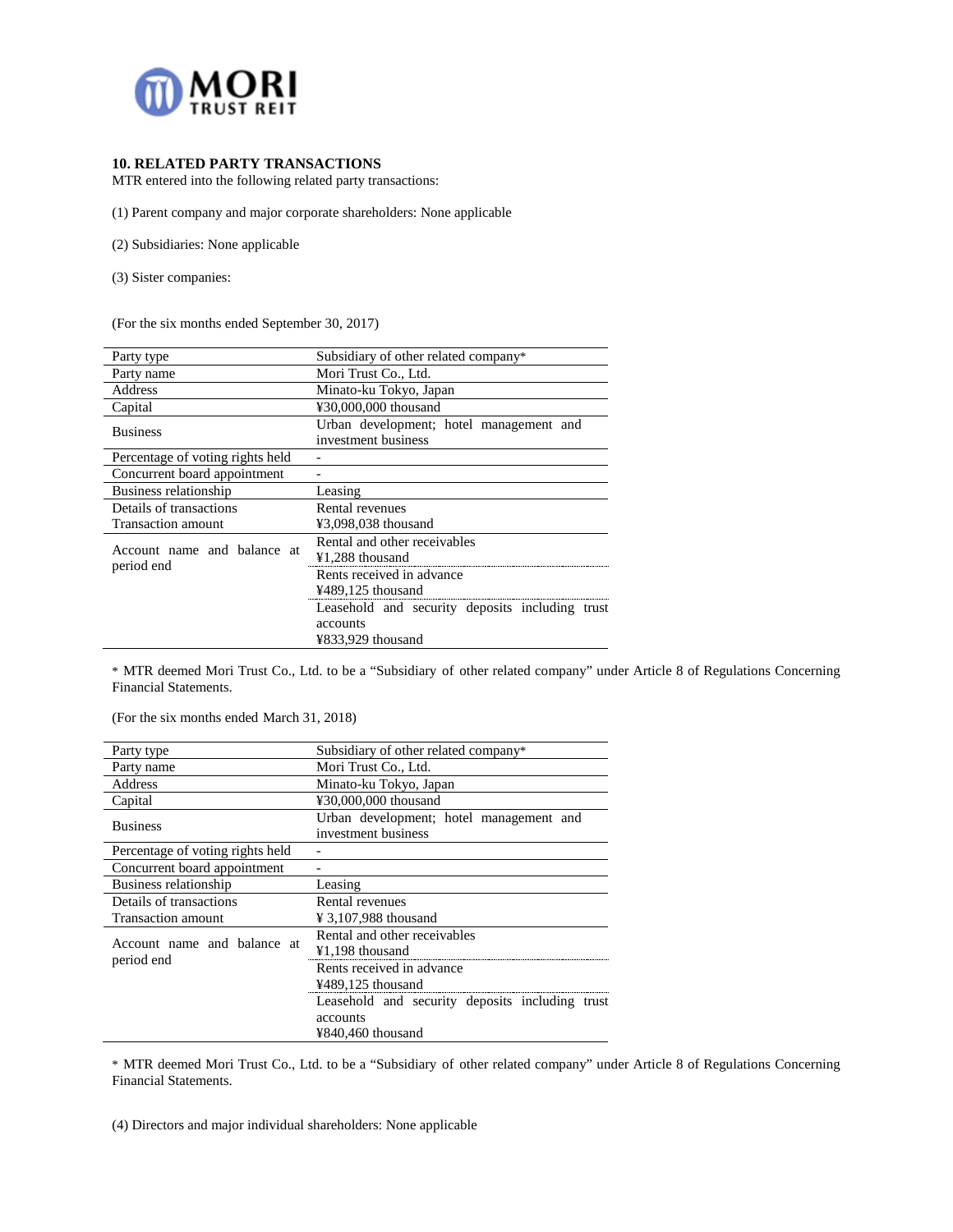## 10. RELATED PARTY TRANSACTIONS

MTR entered into the following related party transactions:

(1) Parent company and major corporate shareholders: None applicable

(2) Subsidiaries: None applicable

(3) Sister companies:

(For the six months ended September 30, 2017)

| Party type | Subsidiary of other related company* |
|---|---|
| Party name | Mori Trust Co., Ltd. |
| Address | Minato-ku Tokyo, Japan |
| Capital | ¥30,000,000 thousand |
| Business | Urban development; hotel management and investment business |
| Percentage of voting rights held | - |
| Concurrent board appointment | - |
| Business relationship | Leasing |
| Details of transactions<br>Transaction amount | Rental revenues<br>¥3,098,038 thousand |
| Account name and balance at period end | Rental and other receivables<br>¥1,288 thousand |
| | Rents received in advance<br>¥489,125 thousand |
| | Leasehold and security deposits including trust accounts<br>¥833,929 thousand |

* MTR deemed Mori Trust Co., Ltd. to be a "Subsidiary of other related company" under Article 8 of Regulations Concerning Financial Statements.

(For the six months ended March 31, 2018)

| Party type | Subsidiary of other related company* |
|---|---|
| Party name | Mori Trust Co., Ltd. |
| Address | Minato-ku Tokyo, Japan |
| Capital | ¥30,000,000 thousand |
| Business | Urban development; hotel management and investment business |
| Percentage of voting rights held | - |
| Concurrent board appointment | - |
| Business relationship | Leasing |
| Details of transactions<br>Transaction amount | Rental revenues<br>¥ 3,107,988 thousand |
| Account name and balance at period end | Rental and other receivables<br>¥1,198 thousand |
| | Rents received in advance<br>¥489,125 thousand |
| | Leasehold and security deposits including trust accounts<br>¥840,460 thousand |

* MTR deemed Mori Trust Co., Ltd. to be a "Subsidiary of other related company" under Article 8 of Regulations Concerning Financial Statements.

(4) Directors and major individual shareholders: None applicable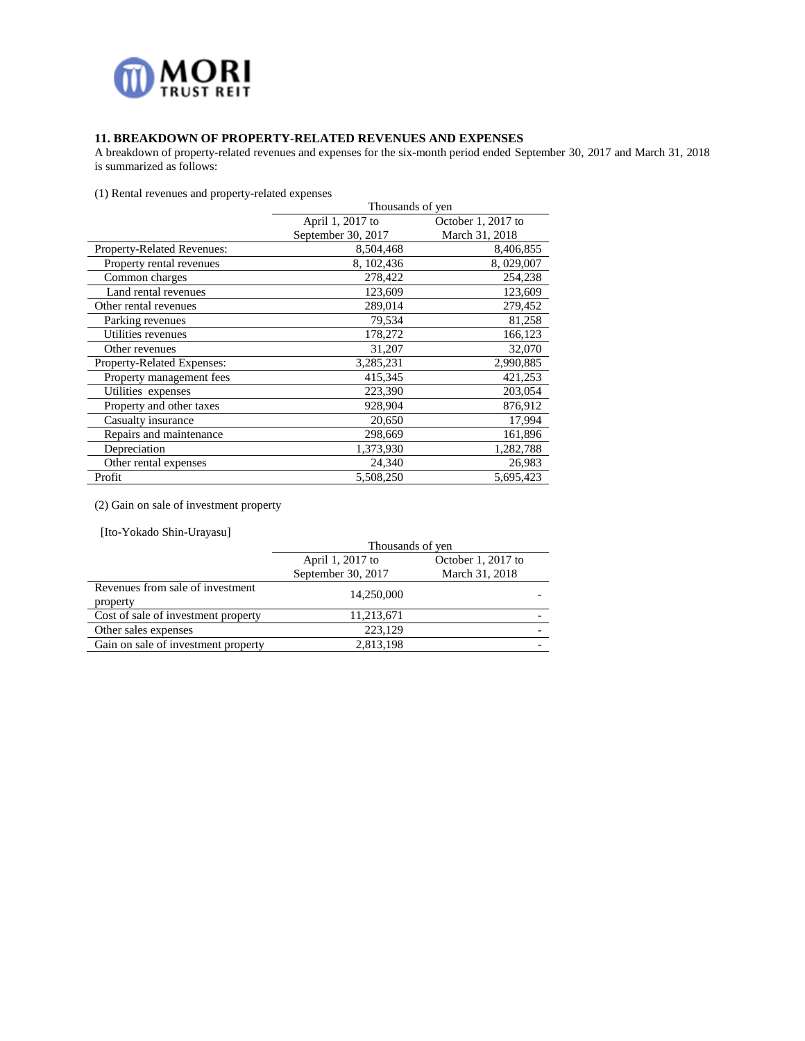## 11. BREAKDOWN OF PROPERTY-RELATED REVENUES AND EXPENSES

A breakdown of property-related revenues and expenses for the six-month period ended September 30, 2017 and March 31, 2018 is summarized as follows:

(1) Rental revenues and property-related expenses

| | Thousands of yen | |
|---|---|---|
| | April 1, 2017 to September 30, 2017 | October 1, 2017 to March 31, 2018 |
| Property-Related Revenues: | 8,504,468 | 8,406,855 |
| Property rental revenues | 8, 102,436 | 8, 029,007 |
| Common charges | 278,422 | 254,238 |
| Land rental revenues | 123,609 | 123,609 |
| Other rental revenues | 289,014 | 279,452 |
| Parking revenues | 79,534 | 81,258 |
| Utilities revenues | 178,272 | 166,123 |
| Other revenues | 31,207 | 32,070 |
| Property-Related Expenses: | 3,285,231 | 2,990,885 |
| Property management fees | 415,345 | 421,253 |
| Utilities expenses | 223,390 | 203,054 |
| Property and other taxes | 928,904 | 876,912 |
| Casualty insurance | 20,650 | 17,994 |
| Repairs and maintenance | 298,669 | 161,896 |
| Depreciation | 1,373,930 | 1,282,788 |
| Other rental expenses | 24,340 | 26,983 |
| Profit | 5,508,250 | 5,695,423 |

(2) Gain on sale of investment property

[Ito-Yokado Shin-Urayasu]

| | Thousands of yen | |
|---|---|---|
| | April 1, 2017 to September 30, 2017 | October 1, 2017 to March 31, 2018 |
| Revenues from sale of investment property | 14,250,000 | - |
| Cost of sale of investment property | 11,213,671 | - |
| Other sales expenses | 223,129 | - |
| Gain on sale of investment property | 2,813,198 | - |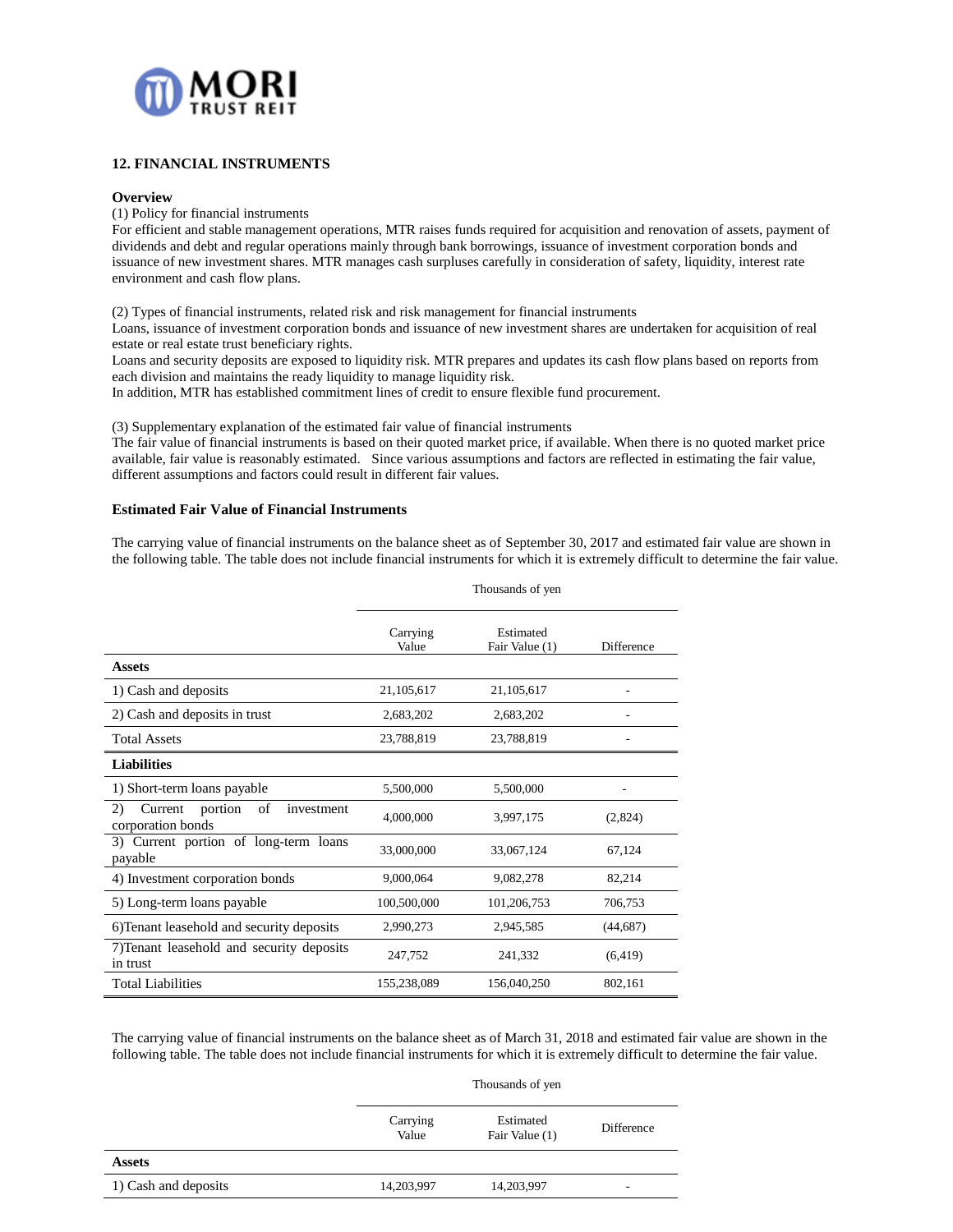## 12. FINANCIAL INSTRUMENTS

### Overview

(1) Policy for financial instruments

For efficient and stable management operations, MTR raises funds required for acquisition and renovation of assets, payment of dividends and debt and regular operations mainly through bank borrowings, issuance of investment corporation bonds and issuance of new investment shares. MTR manages cash surpluses carefully in consideration of safety, liquidity, interest rate environment and cash flow plans.

(2) Types of financial instruments, related risk and risk management for financial instruments

Loans, issuance of investment corporation bonds and issuance of new investment shares are undertaken for acquisition of real estate or real estate trust beneficiary rights.

Loans and security deposits are exposed to liquidity risk. MTR prepares and updates its cash flow plans based on reports from each division and maintains the ready liquidity to manage liquidity risk.

In addition, MTR has established commitment lines of credit to ensure flexible fund procurement.

(3) Supplementary explanation of the estimated fair value of financial instruments

The fair value of financial instruments is based on their quoted market price, if available. When there is no quoted market price available, fair value is reasonably estimated. Since various assumptions and factors are reflected in estimating the fair value, different assumptions and factors could result in different fair values.

### Estimated Fair Value of Financial Instruments

The carrying value of financial instruments on the balance sheet as of September 30, 2017 and estimated fair value are shown in the following table. The table does not include financial instruments for which it is extremely difficult to determine the fair value.

| | Thousands of yen | | |
|---|---|---|---|
| | Carrying Value | Estimated Fair Value (1) | Difference |
| **Assets** | | | |
| 1) Cash and deposits | 21,105,617 | 21,105,617 | - |
| 2) Cash and deposits in trust | 2,683,202 | 2,683,202 | - |
| Total Assets | 23,788,819 | 23,788,819 | - |
| **Liabilities** | | | |
| 1) Short-term loans payable | 5,500,000 | 5,500,000 | - |
| 2) Current portion of investment corporation bonds | 4,000,000 | 3,997,175 | (2,824) |
| 3) Current portion of long-term loans payable | 33,000,000 | 33,067,124 | 67,124 |
| 4) Investment corporation bonds | 9,000,064 | 9,082,278 | 82,214 |
| 5) Long-term loans payable | 100,500,000 | 101,206,753 | 706,753 |
| 6)Tenant leasehold and security deposits | 2,990,273 | 2,945,585 | (44,687) |
| 7)Tenant leasehold and security deposits in trust | 247,752 | 241,332 | (6,419) |
| Total Liabilities | 155,238,089 | 156,040,250 | 802,161 |

The carrying value of financial instruments on the balance sheet as of March 31, 2018 and estimated fair value are shown in the following table. The table does not include financial instruments for which it is extremely difficult to determine the fair value.

| | Thousands of yen | | |
|---|---|---|---|
| | Carrying Value | Estimated Fair Value (1) | Difference |
| **Assets** | | | |
| 1) Cash and deposits | 14,203,997 | 14,203,997 | - |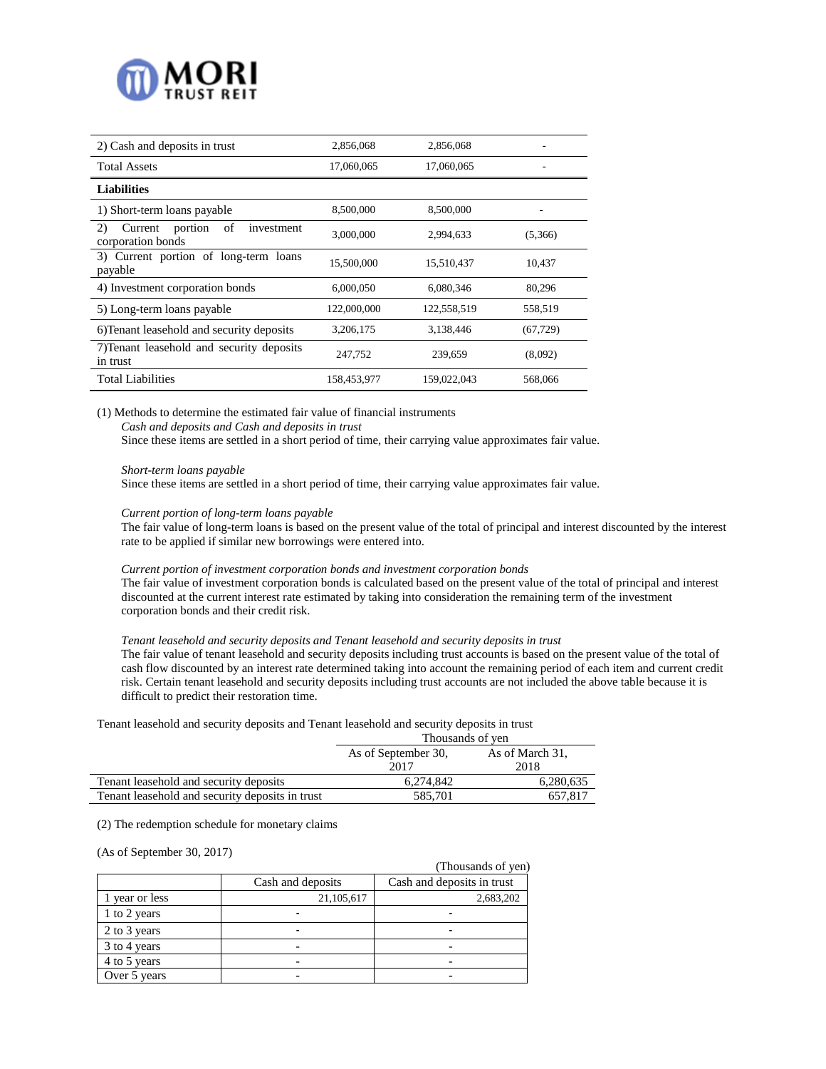| 2) Cash and deposits in trust | 2,856,068 | 2,856,068 | - |
|---|---|---|---|
| Total Assets | 17,060,065 | 17,060,065 | - |
| **Liabilities** | | | |
| 1) Short-term loans payable | 8,500,000 | 8,500,000 | - |
| 2) Current portion of investment corporation bonds | 3,000,000 | 2,994,633 | (5,366) |
| 3) Current portion of long-term loans payable | 15,500,000 | 15,510,437 | 10,437 |
| 4) Investment corporation bonds | 6,000,050 | 6,080,346 | 80,296 |
| 5) Long-term loans payable | 122,000,000 | 122,558,519 | 558,519 |
| 6)Tenant leasehold and security deposits | 3,206,175 | 3,138,446 | (67,729) |
| 7)Tenant leasehold and security deposits in trust | 247,752 | 239,659 | (8,092) |
| Total Liabilities | 158,453,977 | 159,022,043 | 568,066 |

(1) Methods to determine the estimated fair value of financial instruments

*Cash and deposits and Cash and deposits in trust*

Since these items are settled in a short period of time, their carrying value approximates fair value.

*Short-term loans payable*

Since these items are settled in a short period of time, their carrying value approximates fair value.

*Current portion of long-term loans payable*

The fair value of long-term loans is based on the present value of the total of principal and interest discounted by the interest rate to be applied if similar new borrowings were entered into.

*Current portion of investment corporation bonds and investment corporation bonds*

The fair value of investment corporation bonds is calculated based on the present value of the total of principal and interest discounted at the current interest rate estimated by taking into consideration the remaining term of the investment corporation bonds and their credit risk.

*Tenant leasehold and security deposits and Tenant leasehold and security deposits in trust*

The fair value of tenant leasehold and security deposits including trust accounts is based on the present value of the total of cash flow discounted by an interest rate determined taking into account the remaining period of each item and current credit risk. Certain tenant leasehold and security deposits including trust accounts are not included the above table because it is difficult to predict their restoration time.

Tenant leasehold and security deposits and Tenant leasehold and security deposits in trust

| | Thousands of yen | |
|---|---|---|
| | As of September 30, 2017 | As of March 31, 2018 |
| Tenant leasehold and security deposits | 6,274,842 | 6,280,635 |
| Tenant leasehold and security deposits in trust | 585,701 | 657,817 |

(2) The redemption schedule for monetary claims

(As of September 30, 2017)

(Thousands of yen)

| | Cash and deposits | Cash and deposits in trust |
|---|---|---|
| 1 year or less | 21,105,617 | 2,683,202 |
| 1 to 2 years | - | - |
| 2 to 3 years | - | - |
| 3 to 4 years | - | - |
| 4 to 5 years | - | - |
| Over 5 years | - | - |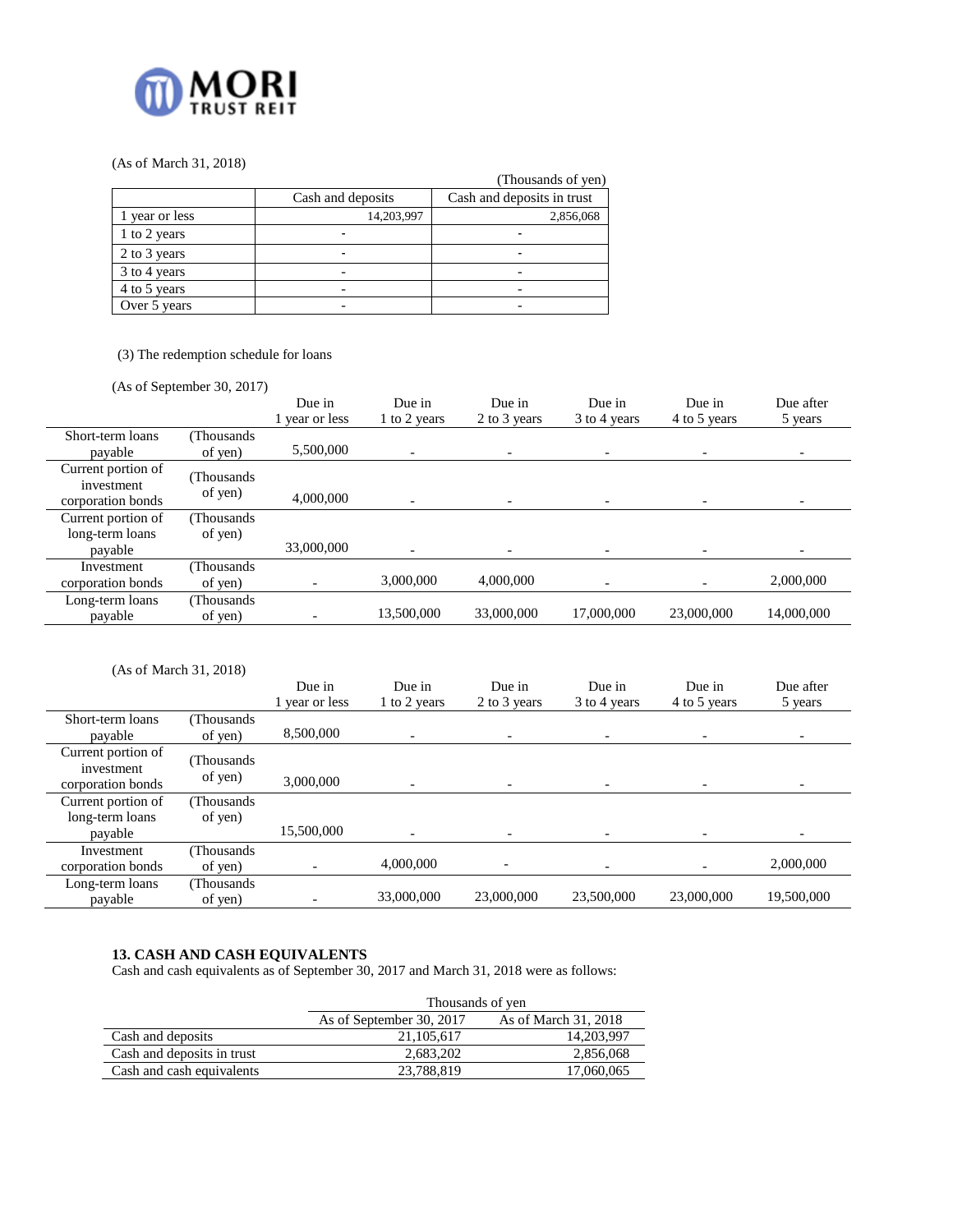(As of March 31, 2018)

(Thousands of yen)

| | Cash and deposits | Cash and deposits in trust |
|---|---|---|
| 1 year or less | 14,203,997 | 2,856,068 |
| 1 to 2 years | - | - |
| 2 to 3 years | - | - |
| 3 to 4 years | - | - |
| 4 to 5 years | - | - |
| Over 5 years | - | - |

(3) The redemption schedule for loans

(As of September 30, 2017)

| | | Due in 1 year or less | Due in 1 to 2 years | Due in 2 to 3 years | Due in 3 to 4 years | Due in 4 to 5 years | Due after 5 years |
|---|---|---|---|---|---|---|---|
| Short-term loans payable | (Thousands of yen) | 5,500,000 | - | - | - | - | - |
| Current portion of investment corporation bonds | (Thousands of yen) | 4,000,000 | - | - | - | - | - |
| Current portion of long-term loans payable | (Thousands of yen) | 33,000,000 | - | - | - | - | - |
| Investment corporation bonds | (Thousands of yen) | - | 3,000,000 | 4,000,000 | - | - | 2,000,000 |
| Long-term loans payable | (Thousands of yen) | - | 13,500,000 | 33,000,000 | 17,000,000 | 23,000,000 | 14,000,000 |

(As of March 31, 2018)

| | | Due in 1 year or less | Due in 1 to 2 years | Due in 2 to 3 years | Due in 3 to 4 years | Due in 4 to 5 years | Due after 5 years |
|---|---|---|---|---|---|---|---|
| Short-term loans payable | (Thousands of yen) | 8,500,000 | - | - | - | - | - |
| Current portion of investment corporation bonds | (Thousands of yen) | 3,000,000 | - | - | - | - | - |
| Current portion of long-term loans payable | (Thousands of yen) | 15,500,000 | - | - | - | - | - |
| Investment corporation bonds | (Thousands of yen) | - | 4,000,000 | - | - | - | 2,000,000 |
| Long-term loans payable | (Thousands of yen) | - | 33,000,000 | 23,000,000 | 23,500,000 | 23,000,000 | 19,500,000 |

**13. CASH AND CASH EQUIVALENTS**

Cash and cash equivalents as of September 30, 2017 and March 31, 2018 were as follows:

| | Thousands of yen | |
|---|---|---|
| | As of September 30, 2017 | As of March 31, 2018 |
| Cash and deposits | 21,105,617 | 14,203,997 |
| Cash and deposits in trust | 2,683,202 | 2,856,068 |
| Cash and cash equivalents | 23,788,819 | 17,060,065 |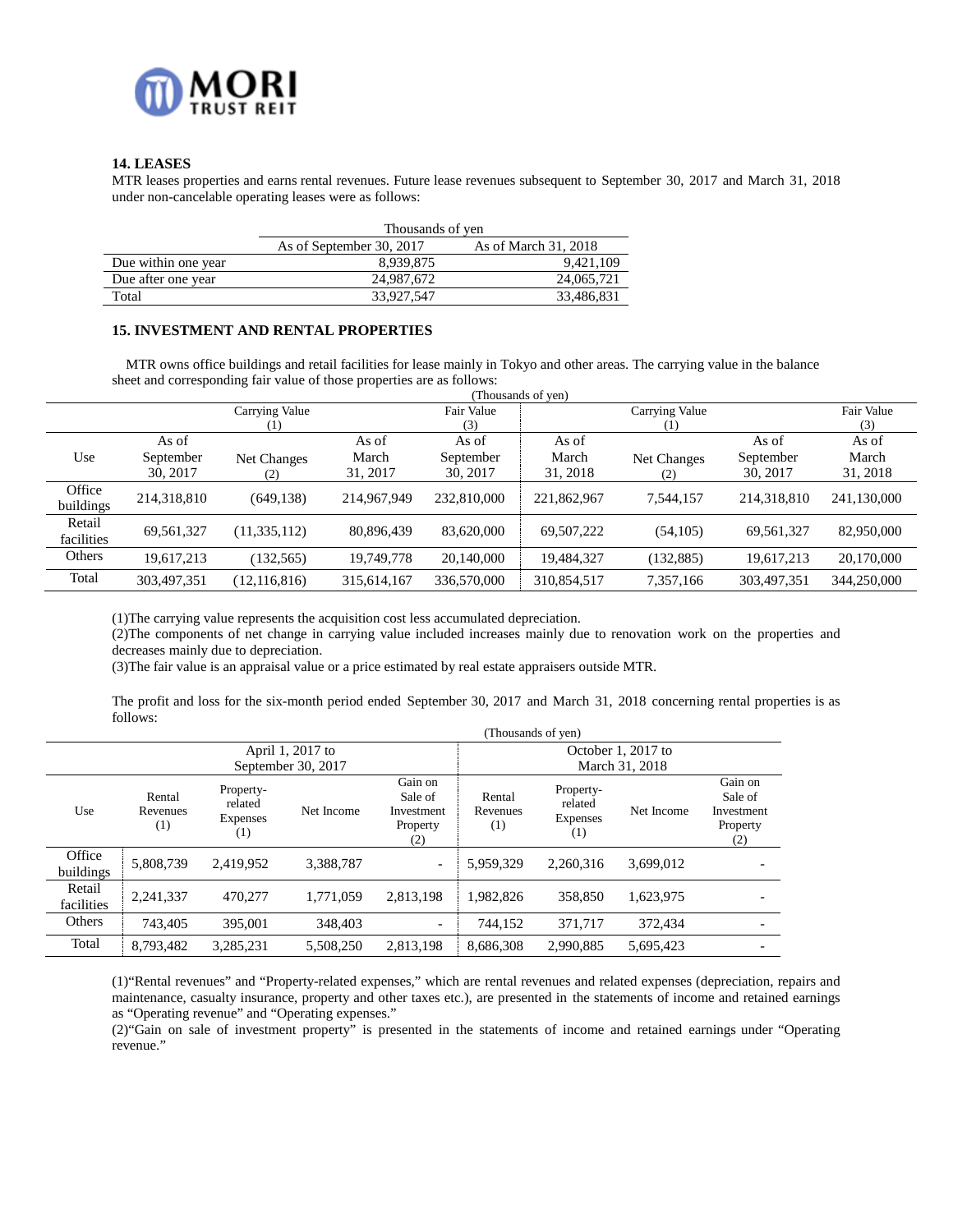## 14. LEASES

MTR leases properties and earns rental revenues. Future lease revenues subsequent to September 30, 2017 and March 31, 2018 under non-cancelable operating leases were as follows:

| | Thousands of yen | |
|---|---|---|
| | As of September 30, 2017 | As of March 31, 2018 |
| Due within one year | 8,939,875 | 9,421,109 |
| Due after one year | 24,987,672 | 24,065,721 |
| Total | 33,927,547 | 33,486,831 |

## 15. INVESTMENT AND RENTAL PROPERTIES

MTR owns office buildings and retail facilities for lease mainly in Tokyo and other areas. The carrying value in the balance sheet and corresponding fair value of those properties are as follows:

(Thousands of yen)

| Use | Carrying Value (1) | | | Fair Value (3) | Carrying Value (1) | | | Fair Value (3) |
|---|---|---|---|---|---|---|---|---|
| | As of September 30, 2017 | Net Changes (2) | As of March 31, 2017 | As of September 30, 2017 | As of March 31, 2018 | Net Changes (2) | As of September 30, 2017 | As of March 31, 2018 |
| Office buildings | 214,318,810 | (649,138) | 214,967,949 | 232,810,000 | 221,862,967 | 7,544,157 | 214,318,810 | 241,130,000 |
| Retail facilities | 69,561,327 | (11,335,112) | 80,896,439 | 83,620,000 | 69,507,222 | (54,105) | 69,561,327 | 82,950,000 |
| Others | 19,617,213 | (132,565) | 19,749,778 | 20,140,000 | 19,484,327 | (132,885) | 19,617,213 | 20,170,000 |
| Total | 303,497,351 | (12,116,816) | 315,614,167 | 336,570,000 | 310,854,517 | 7,357,166 | 303,497,351 | 344,250,000 |

(1)The carrying value represents the acquisition cost less accumulated depreciation.
(2)The components of net change in carrying value included increases mainly due to renovation work on the properties and decreases mainly due to depreciation.
(3)The fair value is an appraisal value or a price estimated by real estate appraisers outside MTR.

The profit and loss for the six-month period ended September 30, 2017 and March 31, 2018 concerning rental properties is as follows:

(Thousands of yen)

| Use | April 1, 2017 to September 30, 2017 | | | | October 1, 2017 to March 31, 2018 | | | |
|---|---|---|---|---|---|---|---|---|
| | Rental Revenues (1) | Property-related Expenses (1) | Net Income | Gain on Sale of Investment Property (2) | Rental Revenues (1) | Property-related Expenses (1) | Net Income | Gain on Sale of Investment Property (2) |
| Office buildings | 5,808,739 | 2,419,952 | 3,388,787 | - | 5,959,329 | 2,260,316 | 3,699,012 | - |
| Retail facilities | 2,241,337 | 470,277 | 1,771,059 | 2,813,198 | 1,982,826 | 358,850 | 1,623,975 | - |
| Others | 743,405 | 395,001 | 348,403 | - | 744,152 | 371,717 | 372,434 | - |
| Total | 8,793,482 | 3,285,231 | 5,508,250 | 2,813,198 | 8,686,308 | 2,990,885 | 5,695,423 | - |

(1)"Rental revenues" and "Property-related expenses," which are rental revenues and related expenses (depreciation, repairs and maintenance, casualty insurance, property and other taxes etc.), are presented in the statements of income and retained earnings as "Operating revenue" and "Operating expenses."
(2)"Gain on sale of investment property" is presented in the statements of income and retained earnings under "Operating revenue."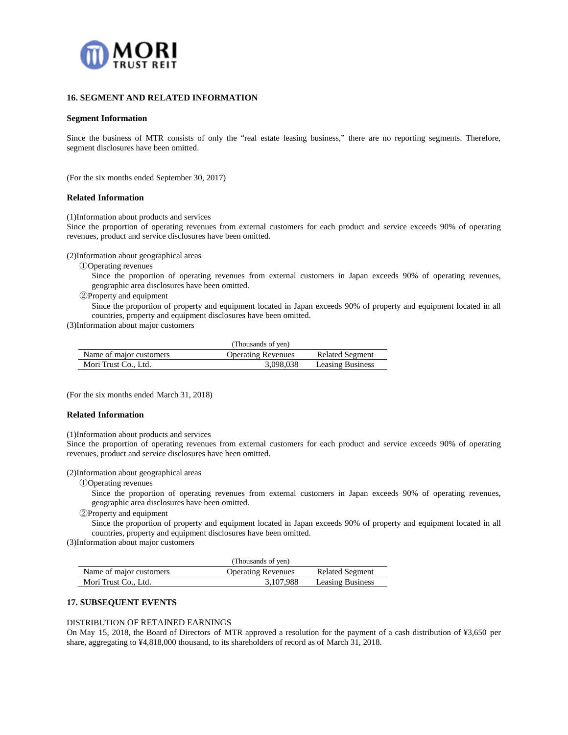## 16. SEGMENT AND RELATED INFORMATION

### Segment Information

Since the business of MTR consists of only the "real estate leasing business," there are no reporting segments. Therefore, segment disclosures have been omitted.

(For the six months ended September 30, 2017)

### Related Information

(1)Information about products and services
Since the proportion of operating revenues from external customers for each product and service exceeds 90% of operating revenues, product and service disclosures have been omitted.

(2)Information about geographical areas

①Operating revenues

Since the proportion of operating revenues from external customers in Japan exceeds 90% of operating revenues, geographic area disclosures have been omitted.

②Property and equipment

Since the proportion of property and equipment located in Japan exceeds 90% of property and equipment located in all countries, property and equipment disclosures have been omitted.

(3)Information about major customers

(Thousands of yen)

| Name of major customers | Operating Revenues | Related Segment |
|---|---|---|
| Mori Trust Co., Ltd. | 3,098,038 | Leasing Business |

(For the six months ended March 31, 2018)

### Related Information

(1)Information about products and services
Since the proportion of operating revenues from external customers for each product and service exceeds 90% of operating revenues, product and service disclosures have been omitted.

(2)Information about geographical areas

①Operating revenues

Since the proportion of operating revenues from external customers in Japan exceeds 90% of operating revenues, geographic area disclosures have been omitted.

②Property and equipment

Since the proportion of property and equipment located in Japan exceeds 90% of property and equipment located in all countries, property and equipment disclosures have been omitted.

(3)Information about major customers

(Thousands of yen)

| Name of major customers | Operating Revenues | Related Segment |
|---|---|---|
| Mori Trust Co., Ltd. | 3,107,988 | Leasing Business |

## 17. SUBSEQUENT EVENTS

DISTRIBUTION OF RETAINED EARNINGS

On May 15, 2018, the Board of Directors of MTR approved a resolution for the payment of a cash distribution of ¥3,650 per share, aggregating to ¥4,818,000 thousand, to its shareholders of record as of March 31, 2018.